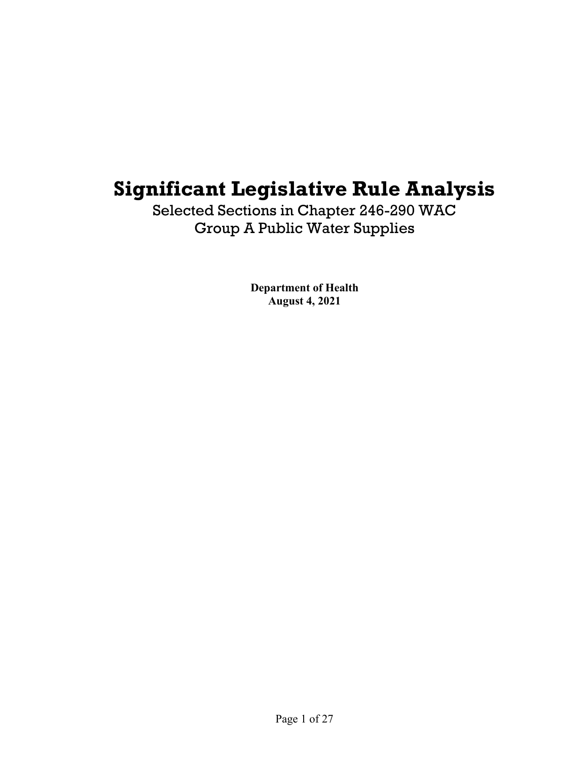# Significant Legislative Rule Analysis

Selected Sections in Chapter 246-290 WAC
Group A Public Water Supplies

**Department of Health**
**August 4, 2021**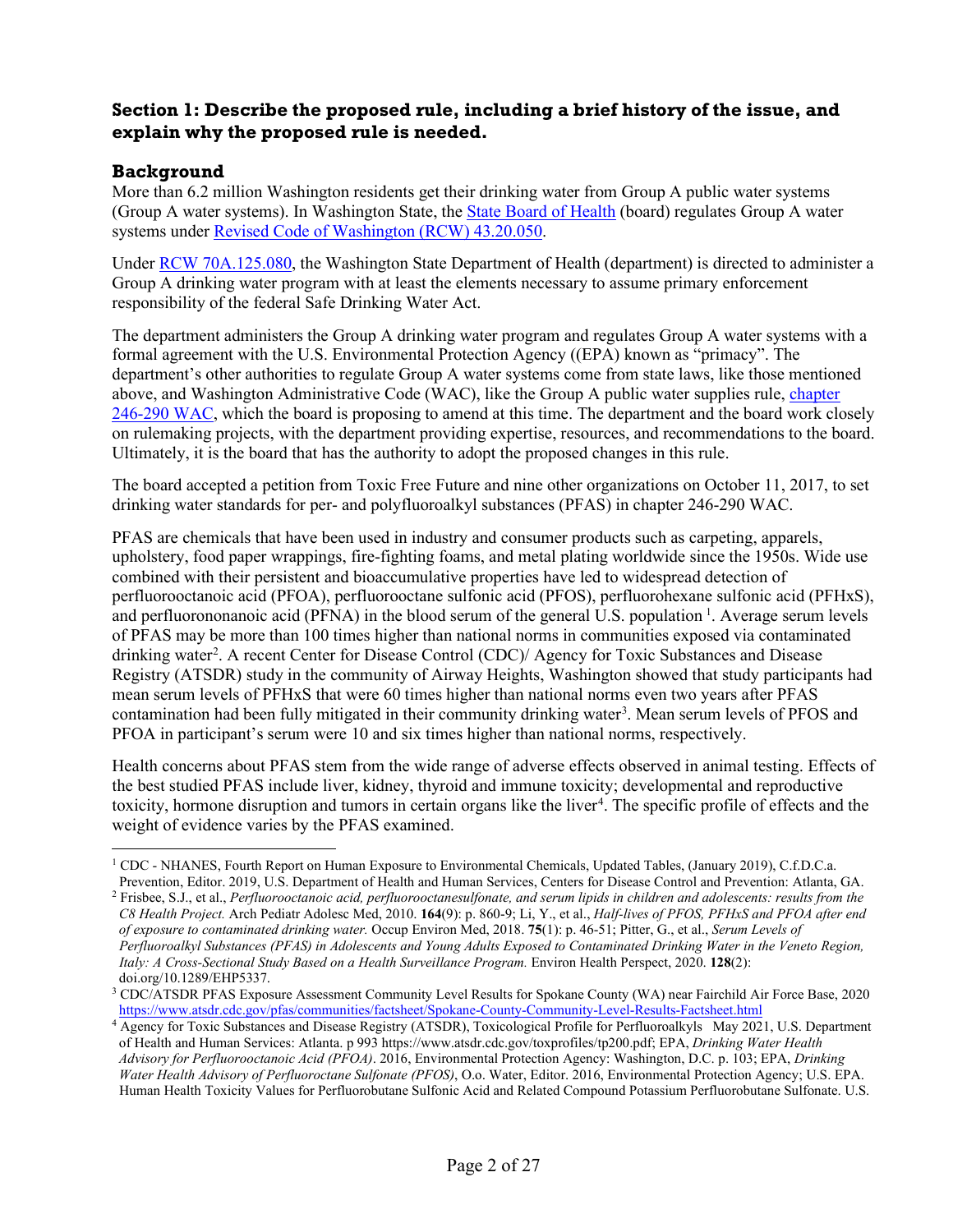## Section 1: Describe the proposed rule, including a brief history of the issue, and explain why the proposed rule is needed.

### Background

More than 6.2 million Washington residents get their drinking water from Group A public water systems (Group A water systems). In Washington State, the [State Board of Health](https://sboh.wa.gov) (board) regulates Group A water systems under [Revised Code of Washington (RCW) 43.20.050](https://app.leg.wa.gov/RCW/default.aspx?cite=43.20.050).

Under [RCW 70A.125.080](https://app.leg.wa.gov/RCW/default.aspx?cite=70A.125.080), the Washington State Department of Health (department) is directed to administer a Group A drinking water program with at least the elements necessary to assume primary enforcement responsibility of the federal Safe Drinking Water Act.

The department administers the Group A drinking water program and regulates Group A water systems with a formal agreement with the U.S. Environmental Protection Agency ((EPA) known as "primacy". The department's other authorities to regulate Group A water systems come from state laws, like those mentioned above, and Washington Administrative Code (WAC), like the Group A public water supplies rule, [chapter 246-290 WAC](https://app.leg.wa.gov/WAC/default.aspx?cite=246-290), which the board is proposing to amend at this time. The department and the board work closely on rulemaking projects, with the department providing expertise, resources, and recommendations to the board. Ultimately, it is the board that has the authority to adopt the proposed changes in this rule.

The board accepted a petition from Toxic Free Future and nine other organizations on October 11, 2017, to set drinking water standards for per- and polyfluoroalkyl substances (PFAS) in chapter 246-290 WAC.

PFAS are chemicals that have been used in industry and consumer products such as carpeting, apparels, upholstery, food paper wrappings, fire-fighting foams, and metal plating worldwide since the 1950s. Wide use combined with their persistent and bioaccumulative properties have led to widespread detection of perfluorooctanoic acid (PFOA), perfluorooctane sulfonic acid (PFOS), perfluorohexane sulfonic acid (PFHxS), and perfluorononanoic acid (PFNA) in the blood serum of the general U.S. population [1]. Average serum levels of PFAS may be more than 100 times higher than national norms in communities exposed via contaminated drinking water[2]. A recent Center for Disease Control (CDC)/ Agency for Toxic Substances and Disease Registry (ATSDR) study in the community of Airway Heights, Washington showed that study participants had mean serum levels of PFHxS that were 60 times higher than national norms even two years after PFAS contamination had been fully mitigated in their community drinking water[3]. Mean serum levels of PFOS and PFOA in participant's serum were 10 and six times higher than national norms, respectively.

Health concerns about PFAS stem from the wide range of adverse effects observed in animal testing. Effects of the best studied PFAS include liver, kidney, thyroid and immune toxicity; developmental and reproductive toxicity, hormone disruption and tumors in certain organs like the liver[4]. The specific profile of effects and the weight of evidence varies by the PFAS examined.

---

[1] CDC - NHANES, Fourth Report on Human Exposure to Environmental Chemicals, Updated Tables, (January 2019), C.f.D.C.a. Prevention, Editor. 2019, U.S. Department of Health and Human Services, Centers for Disease Control and Prevention: Atlanta, GA.

[2] Frisbee, S.J., et al., *Perfluorooctanoic acid, perfluorooctanesulfonate, and serum lipids in children and adolescents: results from the C8 Health Project.* Arch Pediatr Adolesc Med, 2010. **164**(9): p. 860-9; Li, Y., et al., *Half-lives of PFOS, PFHxS and PFOA after end of exposure to contaminated drinking water.* Occup Environ Med, 2018. **75**(1): p. 46-51; Pitter, G., et al., *Serum Levels of Perfluoroalkyl Substances (PFAS) in Adolescents and Young Adults Exposed to Contaminated Drinking Water in the Veneto Region, Italy: A Cross-Sectional Study Based on a Health Surveillance Program.* Environ Health Perspect, 2020. **128**(2): doi.org/10.1289/EHP5337.

[3] CDC/ATSDR PFAS Exposure Assessment Community Level Results for Spokane County (WA) near Fairchild Air Force Base, 2020 https://www.atsdr.cdc.gov/pfas/communities/factsheet/Spokane-County-Community-Level-Results-Factsheet.html

[4] Agency for Toxic Substances and Disease Registry (ATSDR), Toxicological Profile for Perfluoroalkyls May 2021, U.S. Department of Health and Human Services: Atlanta. p 993 https://www.atsdr.cdc.gov/toxprofiles/tp200.pdf; EPA, *Drinking Water Health Advisory for Perfluorooctanoic Acid (PFOA)*. 2016, Environmental Protection Agency: Washington, D.C. p. 103; EPA, *Drinking Water Health Advisory of Perfluoroctane Sulfonate (PFOS)*, O.o. Water, Editor. 2016, Environmental Protection Agency; U.S. EPA. Human Health Toxicity Values for Perfluorobutane Sulfonic Acid and Related Compound Potassium Perfluorobutane Sulfonate. U.S.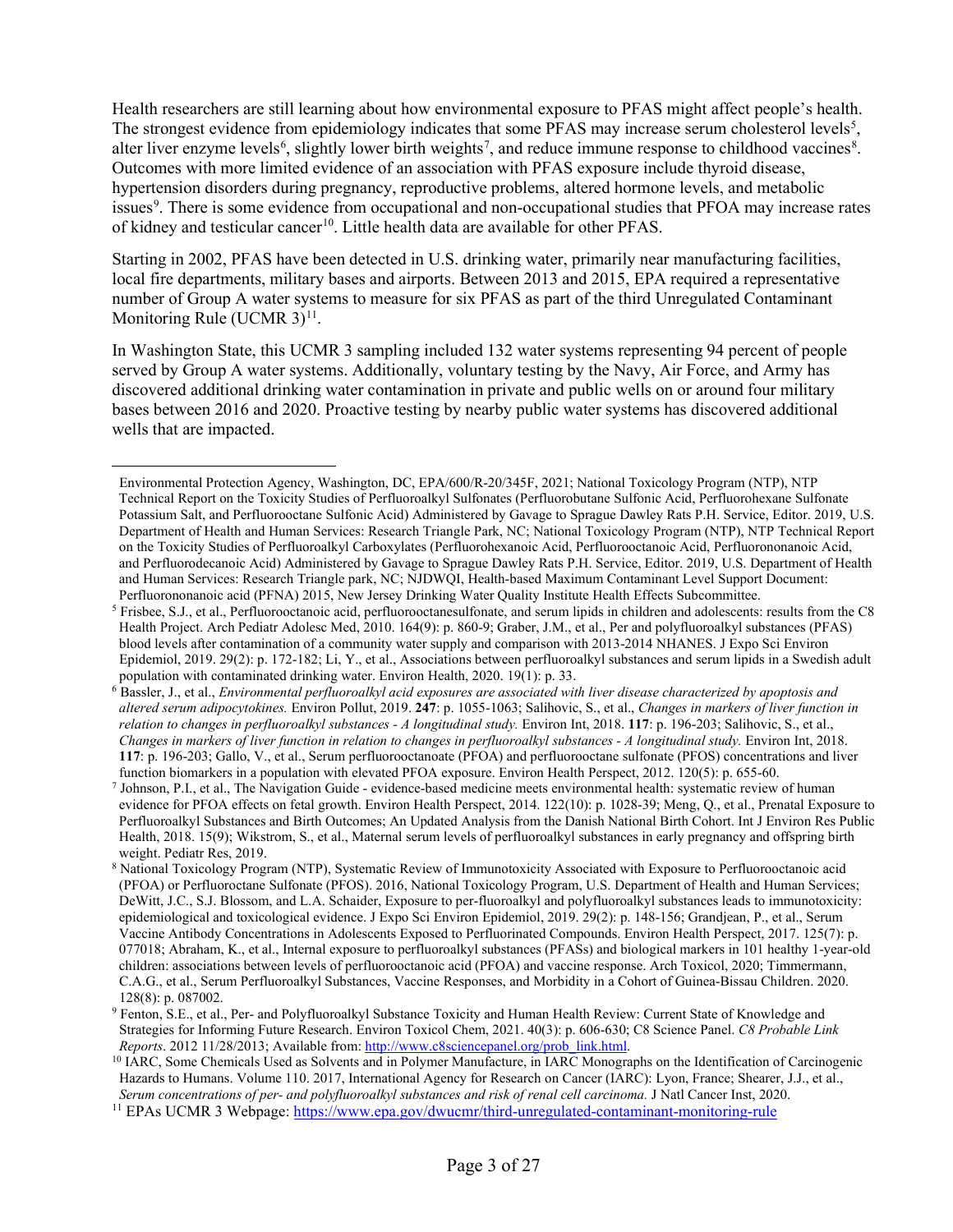Health researchers are still learning about how environmental exposure to PFAS might affect people's health. The strongest evidence from epidemiology indicates that some PFAS may increase serum cholesterol levels[5], alter liver enzyme levels[6], slightly lower birth weights[7], and reduce immune response to childhood vaccines[8]. Outcomes with more limited evidence of an association with PFAS exposure include thyroid disease, hypertension disorders during pregnancy, reproductive problems, altered hormone levels, and metabolic issues[9]. There is some evidence from occupational and non-occupational studies that PFOA may increase rates of kidney and testicular cancer[10]. Little health data are available for other PFAS.

Starting in 2002, PFAS have been detected in U.S. drinking water, primarily near manufacturing facilities, local fire departments, military bases and airports. Between 2013 and 2015, EPA required a representative number of Group A water systems to measure for six PFAS as part of the third Unregulated Contaminant Monitoring Rule (UCMR 3)[11].

In Washington State, this UCMR 3 sampling included 132 water systems representing 94 percent of people served by Group A water systems. Additionally, voluntary testing by the Navy, Air Force, and Army has discovered additional drinking water contamination in private and public wells on or around four military bases between 2016 and 2020. Proactive testing by nearby public water systems has discovered additional wells that are impacted.

---

Environmental Protection Agency, Washington, DC, EPA/600/R-20/345F, 2021; National Toxicology Program (NTP), NTP Technical Report on the Toxicity Studies of Perfluoroalkyl Sulfonates (Perfluorobutane Sulfonic Acid, Perfluorohexane Sulfonate Potassium Salt, and Perfluorooctane Sulfonic Acid) Administered by Gavage to Sprague Dawley Rats P.H. Service, Editor. 2019, U.S. Department of Health and Human Services: Research Triangle Park, NC; National Toxicology Program (NTP), NTP Technical Report on the Toxicity Studies of Perfluoroalkyl Carboxylates (Perfluorohexanoic Acid, Perfluorooctanoic Acid, Perfluorononanoic Acid, and Perfluorodecanoic Acid) Administered by Gavage to Sprague Dawley Rats P.H. Service, Editor. 2019, U.S. Department of Health and Human Services: Research Triangle park, NC; NJDWQI, Health-based Maximum Contaminant Level Support Document: Perfluorononanoic acid (PFNA) 2015, New Jersey Drinking Water Quality Institute Health Effects Subcommittee.

[5] Frisbee, S.J., et al., Perfluorooctanoic acid, perfluorooctanesulfonate, and serum lipids in children and adolescents: results from the C8 Health Project. Arch Pediatr Adolesc Med, 2010. 164(9): p. 860-9; Graber, J.M., et al., Per and polyfluoroalkyl substances (PFAS) blood levels after contamination of a community water supply and comparison with 2013-2014 NHANES. J Expo Sci Environ Epidemiol, 2019. 29(2): p. 172-182; Li, Y., et al., Associations between perfluoroalkyl substances and serum lipids in a Swedish adult population with contaminated drinking water. Environ Health, 2020. 19(1): p. 33.

[6] Bassler, J., et al., *Environmental perfluoroalkyl acid exposures are associated with liver disease characterized by apoptosis and altered serum adipocytokines.* Environ Pollut, 2019. **247**: p. 1055-1063; Salihovic, S., et al., *Changes in markers of liver function in relation to changes in perfluoroalkyl substances - A longitudinal study.* Environ Int, 2018. **117**: p. 196-203; Salihovic, S., et al., *Changes in markers of liver function in relation to changes in perfluoroalkyl substances - A longitudinal study.* Environ Int, 2018. **117**: p. 196-203; Gallo, V., et al., Serum perfluorooctanoate (PFOA) and perfluorooctane sulfonate (PFOS) concentrations and liver function biomarkers in a population with elevated PFOA exposure. Environ Health Perspect, 2012. 120(5): p. 655-60.

[7] Johnson, P.I., et al., The Navigation Guide - evidence-based medicine meets environmental health: systematic review of human evidence for PFOA effects on fetal growth. Environ Health Perspect, 2014. 122(10): p. 1028-39; Meng, Q., et al., Prenatal Exposure to Perfluoroalkyl Substances and Birth Outcomes; An Updated Analysis from the Danish National Birth Cohort. Int J Environ Res Public Health, 2018. 15(9); Wikstrom, S., et al., Maternal serum levels of perfluoroalkyl substances in early pregnancy and offspring birth weight. Pediatr Res, 2019.

[8] National Toxicology Program (NTP), Systematic Review of Immunotoxicity Associated with Exposure to Perfluorooctanoic acid (PFOA) or Perfluoroctane Sulfonate (PFOS). 2016, National Toxicology Program, U.S. Department of Health and Human Services; DeWitt, J.C., S.J. Blossom, and L.A. Schaider, Exposure to per-fluoroalkyl and polyfluoroalkyl substances leads to immunotoxicity: epidemiological and toxicological evidence. J Expo Sci Environ Epidemiol, 2019. 29(2): p. 148-156; Grandjean, P., et al., Serum Vaccine Antibody Concentrations in Adolescents Exposed to Perfluorinated Compounds. Environ Health Perspect, 2017. 125(7): p. 077018; Abraham, K., et al., Internal exposure to perfluoroalkyl substances (PFASs) and biological markers in 101 healthy 1-year-old children: associations between levels of perfluorooctanoic acid (PFOA) and vaccine response. Arch Toxicol, 2020; Timmermann, C.A.G., et al., Serum Perfluoroalkyl Substances, Vaccine Responses, and Morbidity in a Cohort of Guinea-Bissau Children. 2020. 128(8): p. 087002.

[9] Fenton, S.E., et al., Per- and Polyfluoroalkyl Substance Toxicity and Human Health Review: Current State of Knowledge and Strategies for Informing Future Research. Environ Toxicol Chem, 2021. 40(3): p. 606-630; C8 Science Panel. *C8 Probable Link Reports*. 2012 11/28/2013; Available from: http://www.c8sciencepanel.org/prob_link.html.

[10] IARC, Some Chemicals Used as Solvents and in Polymer Manufacture, in IARC Monographs on the Identification of Carcinogenic Hazards to Humans. Volume 110. 2017, International Agency for Research on Cancer (IARC): Lyon, France; Shearer, J.J., et al., *Serum concentrations of per- and polyfluoroalkyl substances and risk of renal cell carcinoma.* J Natl Cancer Inst, 2020.

[11] EPAs UCMR 3 Webpage: https://www.epa.gov/dwucmr/third-unregulated-contaminant-monitoring-rule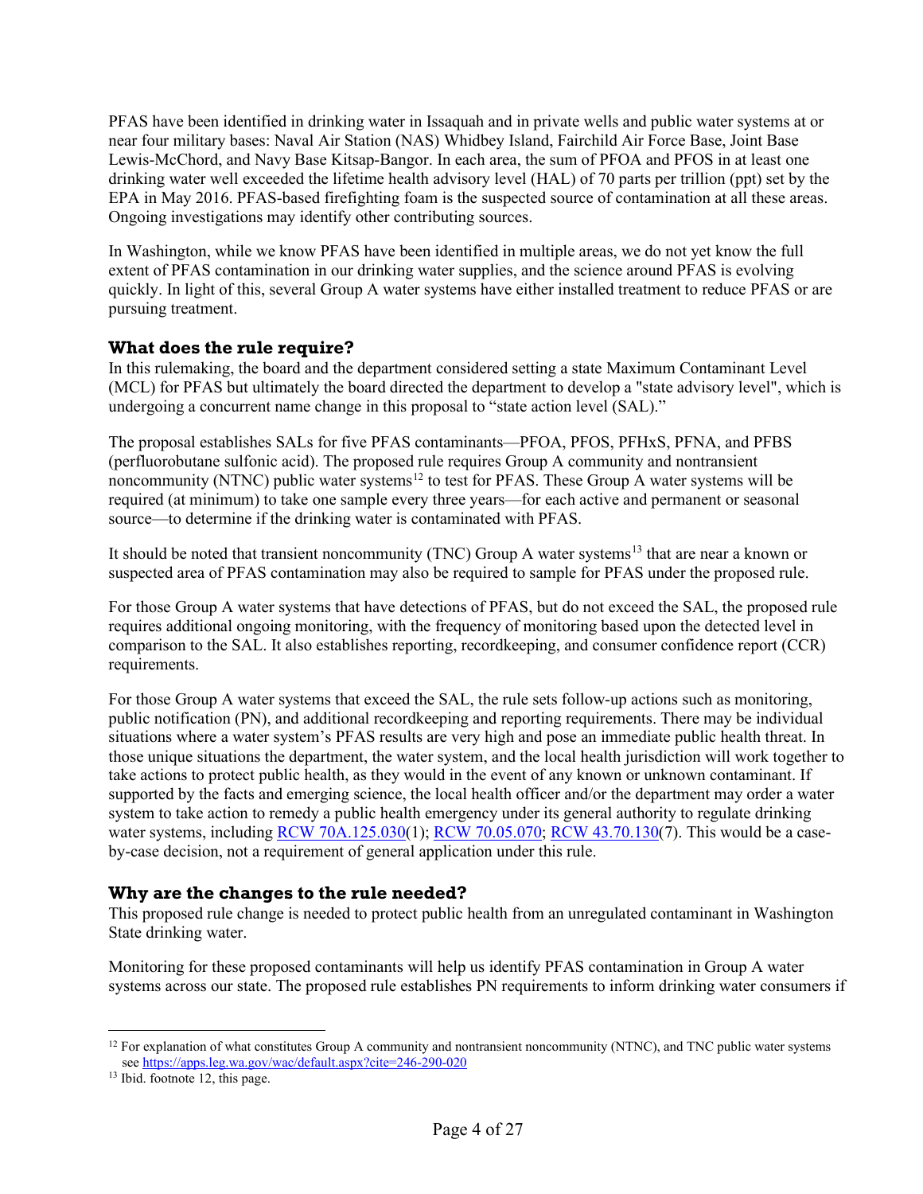PFAS have been identified in drinking water in Issaquah and in private wells and public water systems at or near four military bases: Naval Air Station (NAS) Whidbey Island, Fairchild Air Force Base, Joint Base Lewis-McChord, and Navy Base Kitsap-Bangor. In each area, the sum of PFOA and PFOS in at least one drinking water well exceeded the lifetime health advisory level (HAL) of 70 parts per trillion (ppt) set by the EPA in May 2016. PFAS-based firefighting foam is the suspected source of contamination at all these areas. Ongoing investigations may identify other contributing sources.

In Washington, while we know PFAS have been identified in multiple areas, we do not yet know the full extent of PFAS contamination in our drinking water supplies, and the science around PFAS is evolving quickly. In light of this, several Group A water systems have either installed treatment to reduce PFAS or are pursuing treatment.

## What does the rule require?

In this rulemaking, the board and the department considered setting a state Maximum Contaminant Level (MCL) for PFAS but ultimately the board directed the department to develop a "state advisory level", which is undergoing a concurrent name change in this proposal to "state action level (SAL)."

The proposal establishes SALs for five PFAS contaminants—PFOA, PFOS, PFHxS, PFNA, and PFBS (perfluorobutane sulfonic acid). The proposed rule requires Group A community and nontransient noncommunity (NTNC) public water systems[12] to test for PFAS. These Group A water systems will be required (at minimum) to take one sample every three years—for each active and permanent or seasonal source—to determine if the drinking water is contaminated with PFAS.

It should be noted that transient noncommunity (TNC) Group A water systems[13] that are near a known or suspected area of PFAS contamination may also be required to sample for PFAS under the proposed rule.

For those Group A water systems that have detections of PFAS, but do not exceed the SAL, the proposed rule requires additional ongoing monitoring, with the frequency of monitoring based upon the detected level in comparison to the SAL. It also establishes reporting, recordkeeping, and consumer confidence report (CCR) requirements.

For those Group A water systems that exceed the SAL, the rule sets follow-up actions such as monitoring, public notification (PN), and additional recordkeeping and reporting requirements. There may be individual situations where a water system's PFAS results are very high and pose an immediate public health threat. In those unique situations the department, the water system, and the local health jurisdiction will work together to take actions to protect public health, as they would in the event of any known or unknown contaminant. If supported by the facts and emerging science, the local health officer and/or the department may order a water system to take action to remedy a public health emergency under its general authority to regulate drinking water systems, including RCW 70A.125.030(1); RCW 70.05.070; RCW 43.70.130(7). This would be a case-by-case decision, not a requirement of general application under this rule.

## Why are the changes to the rule needed?

This proposed rule change is needed to protect public health from an unregulated contaminant in Washington State drinking water.

Monitoring for these proposed contaminants will help us identify PFAS contamination in Group A water systems across our state. The proposed rule establishes PN requirements to inform drinking water consumers if

---

[12] For explanation of what constitutes Group A community and nontransient noncommunity (NTNC), and TNC public water systems see https://apps.leg.wa.gov/wac/default.aspx?cite=246-290-020

[13] Ibid. footnote 12, this page.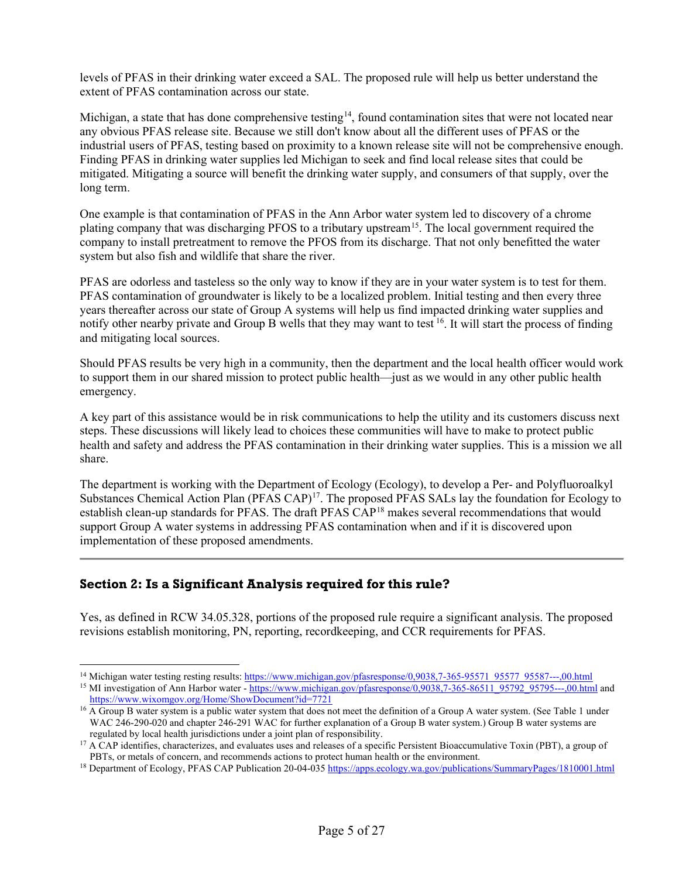levels of PFAS in their drinking water exceed a SAL. The proposed rule will help us better understand the extent of PFAS contamination across our state.

Michigan, a state that has done comprehensive testing[14], found contamination sites that were not located near any obvious PFAS release site. Because we still don't know about all the different uses of PFAS or the industrial users of PFAS, testing based on proximity to a known release site will not be comprehensive enough. Finding PFAS in drinking water supplies led Michigan to seek and find local release sites that could be mitigated. Mitigating a source will benefit the drinking water supply, and consumers of that supply, over the long term.

One example is that contamination of PFAS in the Ann Arbor water system led to discovery of a chrome plating company that was discharging PFOS to a tributary upstream[15]. The local government required the company to install pretreatment to remove the PFOS from its discharge. That not only benefitted the water system but also fish and wildlife that share the river.

PFAS are odorless and tasteless so the only way to know if they are in your water system is to test for them. PFAS contamination of groundwater is likely to be a localized problem. Initial testing and then every three years thereafter across our state of Group A systems will help us find impacted drinking water supplies and notify other nearby private and Group B wells that they may want to test [16]. It will start the process of finding and mitigating local sources.

Should PFAS results be very high in a community, then the department and the local health officer would work to support them in our shared mission to protect public health—just as we would in any other public health emergency.

A key part of this assistance would be in risk communications to help the utility and its customers discuss next steps. These discussions will likely lead to choices these communities will have to make to protect public health and safety and address the PFAS contamination in their drinking water supplies. This is a mission we all share.

The department is working with the Department of Ecology (Ecology), to develop a Per- and Polyfluoroalkyl Substances Chemical Action Plan (PFAS CAP)[17]. The proposed PFAS SALs lay the foundation for Ecology to establish clean-up standards for PFAS. The draft PFAS CAP[18] makes several recommendations that would support Group A water systems in addressing PFAS contamination when and if it is discovered upon implementation of these proposed amendments.

---

## Section 2: Is a Significant Analysis required for this rule?

Yes, as defined in RCW 34.05.328, portions of the proposed rule require a significant analysis. The proposed revisions establish monitoring, PN, reporting, recordkeeping, and CCR requirements for PFAS.

---

[14] Michigan water testing resting results: https://www.michigan.gov/pfasresponse/0,9038,7-365-95571_95577_95587---,00.html

[15] MI investigation of Ann Harbor water - https://www.michigan.gov/pfasresponse/0,9038,7-365-86511_95792_95795---,00.html and https://www.wixomgov.org/Home/ShowDocument?id=7721

[16] A Group B water system is a public water system that does not meet the definition of a Group A water system. (See Table 1 under WAC 246-290-020 and chapter 246-291 WAC for further explanation of a Group B water system.) Group B water systems are regulated by local health jurisdictions under a joint plan of responsibility.

[17] A CAP identifies, characterizes, and evaluates uses and releases of a specific Persistent Bioaccumulative Toxin (PBT), a group of PBTs, or metals of concern, and recommends actions to protect human health or the environment.

[18] Department of Ecology, PFAS CAP Publication 20-04-035 https://apps.ecology.wa.gov/publications/SummaryPages/1810001.html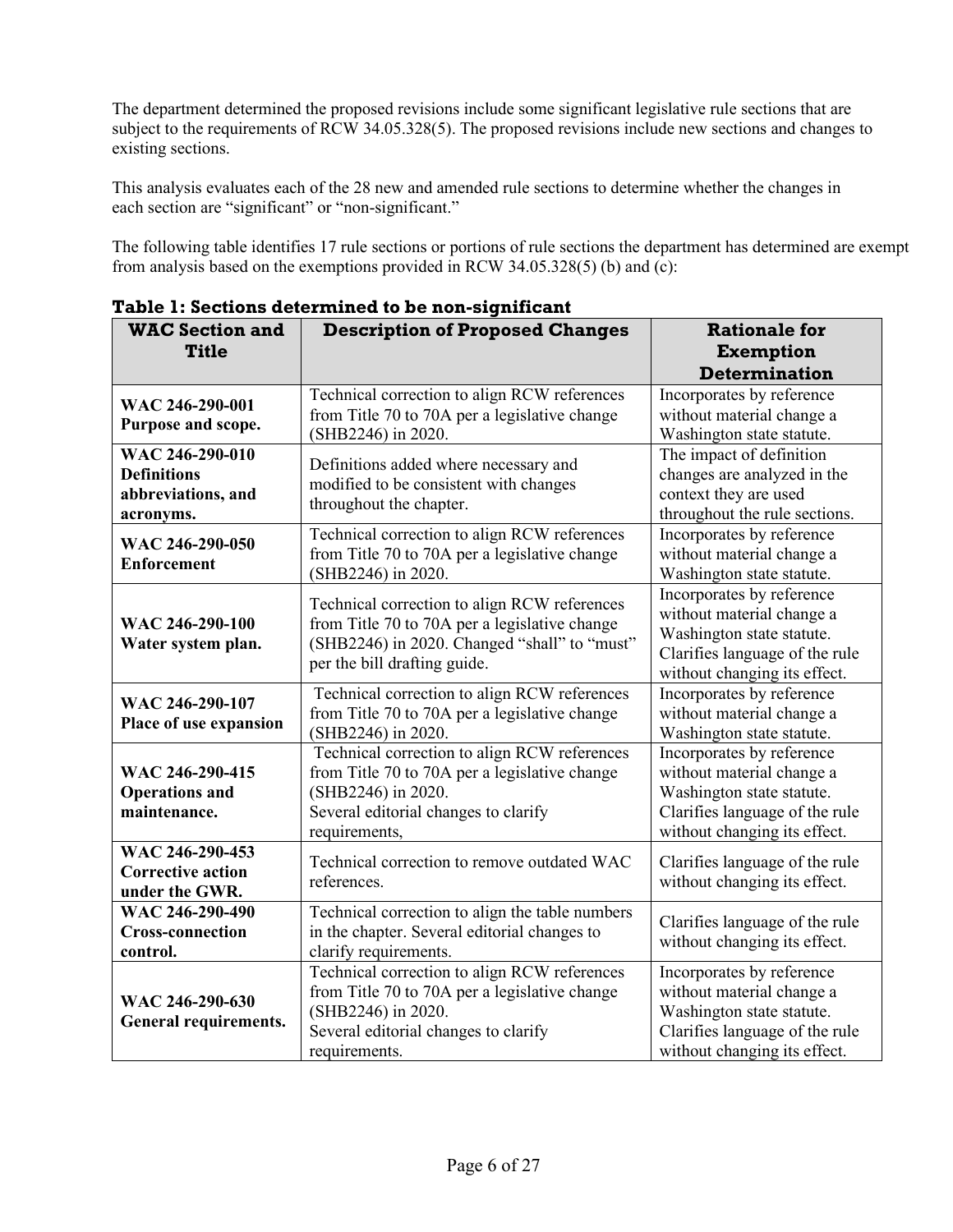The department determined the proposed revisions include some significant legislative rule sections that are subject to the requirements of RCW 34.05.328(5). The proposed revisions include new sections and changes to existing sections.

This analysis evaluates each of the 28 new and amended rule sections to determine whether the changes in each section are "significant" or "non-significant."

The following table identifies 17 rule sections or portions of rule sections the department has determined are exempt from analysis based on the exemptions provided in RCW 34.05.328(5) (b) and (c):

**Table 1: Sections determined to be non-significant**

| WAC Section and Title | Description of Proposed Changes | Rationale for Exemption Determination |
|---|---|---|
| **WAC 246-290-001 Purpose and scope.** | Technical correction to align RCW references from Title 70 to 70A per a legislative change (SHB2246) in 2020. | Incorporates by reference without material change a Washington state statute. |
| **WAC 246-290-010 Definitions abbreviations, and acronyms.** | Definitions added where necessary and modified to be consistent with changes throughout the chapter. | The impact of definition changes are analyzed in the context they are used throughout the rule sections. |
| **WAC 246-290-050 Enforcement** | Technical correction to align RCW references from Title 70 to 70A per a legislative change (SHB2246) in 2020. | Incorporates by reference without material change a Washington state statute. |
| **WAC 246-290-100 Water system plan.** | Technical correction to align RCW references from Title 70 to 70A per a legislative change (SHB2246) in 2020. Changed "shall" to "must" per the bill drafting guide. | Incorporates by reference without material change a Washington state statute. Clarifies language of the rule without changing its effect. |
| **WAC 246-290-107 Place of use expansion** | Technical correction to align RCW references from Title 70 to 70A per a legislative change (SHB2246) in 2020. | Incorporates by reference without material change a Washington state statute. |
| **WAC 246-290-415 Operations and maintenance.** | Technical correction to align RCW references from Title 70 to 70A per a legislative change (SHB2246) in 2020. Several editorial changes to clarify requirements, | Incorporates by reference without material change a Washington state statute. Clarifies language of the rule without changing its effect. |
| **WAC 246-290-453 Corrective action under the GWR.** | Technical correction to remove outdated WAC references. | Clarifies language of the rule without changing its effect. |
| **WAC 246-290-490 Cross-connection control.** | Technical correction to align the table numbers in the chapter. Several editorial changes to clarify requirements. | Clarifies language of the rule without changing its effect. |
| **WAC 246-290-630 General requirements.** | Technical correction to align RCW references from Title 70 to 70A per a legislative change (SHB2246) in 2020. Several editorial changes to clarify requirements. | Incorporates by reference without material change a Washington state statute. Clarifies language of the rule without changing its effect. |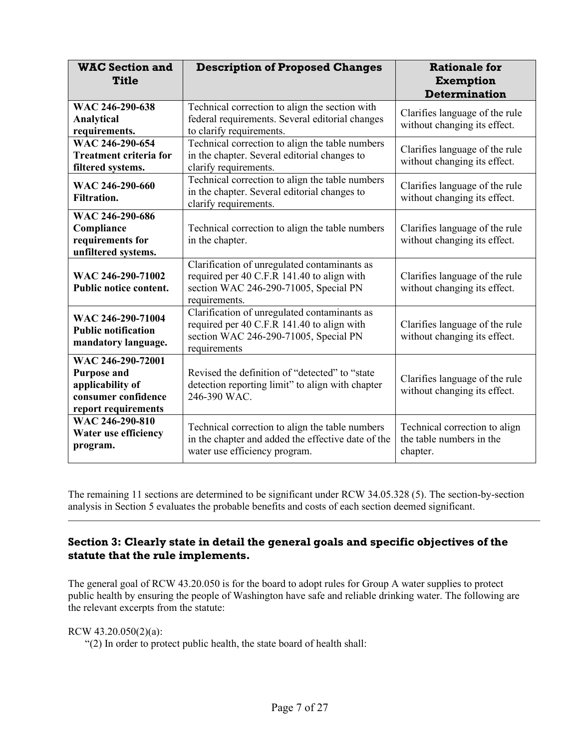| WAC Section and Title | Description of Proposed Changes | Rationale for Exemption Determination |
|---|---|---|
| **WAC 246-290-638 Analytical requirements.** | Technical correction to align the section with federal requirements. Several editorial changes to clarify requirements. | Clarifies language of the rule without changing its effect. |
| **WAC 246-290-654 Treatment criteria for filtered systems.** | Technical correction to align the table numbers in the chapter. Several editorial changes to clarify requirements. | Clarifies language of the rule without changing its effect. |
| **WAC 246-290-660 Filtration.** | Technical correction to align the table numbers in the chapter. Several editorial changes to clarify requirements. | Clarifies language of the rule without changing its effect. |
| **WAC 246-290-686 Compliance requirements for unfiltered systems.** | Technical correction to align the table numbers in the chapter. | Clarifies language of the rule without changing its effect. |
| **WAC 246-290-71002 Public notice content.** | Clarification of unregulated contaminants as required per 40 C.F.R 141.40 to align with section WAC 246-290-71005, Special PN requirements. | Clarifies language of the rule without changing its effect. |
| **WAC 246-290-71004 Public notification mandatory language.** | Clarification of unregulated contaminants as required per 40 C.F.R 141.40 to align with section WAC 246-290-71005, Special PN requirements | Clarifies language of the rule without changing its effect. |
| **WAC 246-290-72001 Purpose and applicability of consumer confidence report requirements** | Revised the definition of "detected" to "state detection reporting limit" to align with chapter 246-390 WAC. | Clarifies language of the rule without changing its effect. |
| **WAC 246-290-810 Water use efficiency program.** | Technical correction to align the table numbers in the chapter and added the effective date of the water use efficiency program. | Technical correction to align the table numbers in the chapter. |

The remaining 11 sections are determined to be significant under RCW 34.05.328 (5). The section-by-section analysis in Section 5 evaluates the probable benefits and costs of each section deemed significant.

---

### Section 3: Clearly state in detail the general goals and specific objectives of the statute that the rule implements.

The general goal of RCW 43.20.050 is for the board to adopt rules for Group A water supplies to protect public health by ensuring the people of Washington have safe and reliable drinking water. The following are the relevant excerpts from the statute:

RCW 43.20.050(2)(a):

"(2) In order to protect public health, the state board of health shall: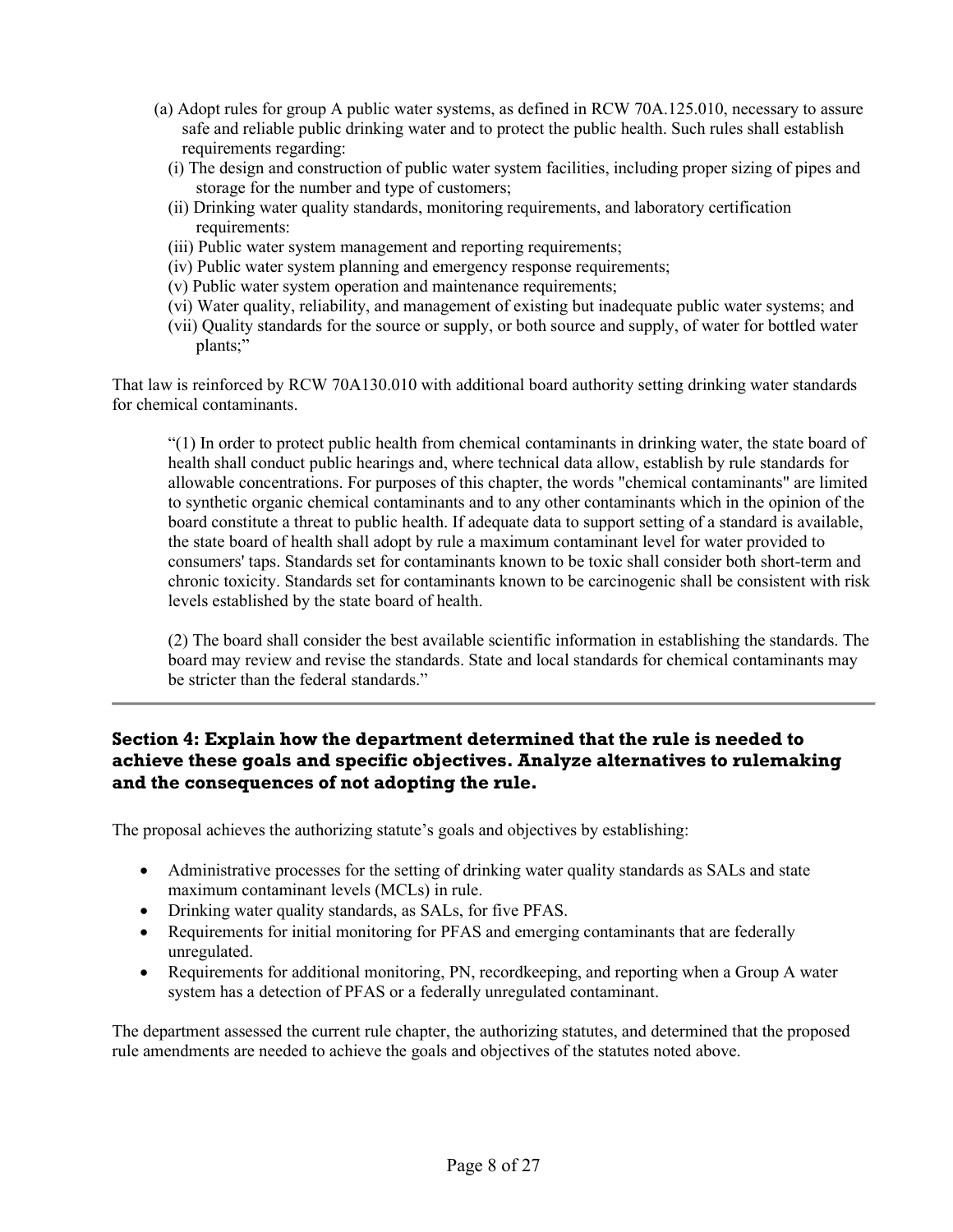(a) Adopt rules for group A public water systems, as defined in RCW 70A.125.010, necessary to assure safe and reliable public drinking water and to protect the public health. Such rules shall establish requirements regarding:

(i) The design and construction of public water system facilities, including proper sizing of pipes and storage for the number and type of customers;

(ii) Drinking water quality standards, monitoring requirements, and laboratory certification requirements:

(iii) Public water system management and reporting requirements;

(iv) Public water system planning and emergency response requirements;

(v) Public water system operation and maintenance requirements;

(vi) Water quality, reliability, and management of existing but inadequate public water systems; and

(vii) Quality standards for the source or supply, or both source and supply, of water for bottled water plants;"

That law is reinforced by RCW 70A130.010 with additional board authority setting drinking water standards for chemical contaminants.

> "(1) In order to protect public health from chemical contaminants in drinking water, the state board of health shall conduct public hearings and, where technical data allow, establish by rule standards for allowable concentrations. For purposes of this chapter, the words "chemical contaminants" are limited to synthetic organic chemical contaminants and to any other contaminants which in the opinion of the board constitute a threat to public health. If adequate data to support setting of a standard is available, the state board of health shall adopt by rule a maximum contaminant level for water provided to consumers' taps. Standards set for contaminants known to be toxic shall consider both short-term and chronic toxicity. Standards set for contaminants known to be carcinogenic shall be consistent with risk levels established by the state board of health.
>
> (2) The board shall consider the best available scientific information in establishing the standards. The board may review and revise the standards. State and local standards for chemical contaminants may be stricter than the federal standards."

---

### Section 4: Explain how the department determined that the rule is needed to achieve these goals and specific objectives. Analyze alternatives to rulemaking and the consequences of not adopting the rule.

The proposal achieves the authorizing statute's goals and objectives by establishing:

- Administrative processes for the setting of drinking water quality standards as SALs and state maximum contaminant levels (MCLs) in rule.
- Drinking water quality standards, as SALs, for five PFAS.
- Requirements for initial monitoring for PFAS and emerging contaminants that are federally unregulated.
- Requirements for additional monitoring, PN, recordkeeping, and reporting when a Group A water system has a detection of PFAS or a federally unregulated contaminant.

The department assessed the current rule chapter, the authorizing statutes, and determined that the proposed rule amendments are needed to achieve the goals and objectives of the statutes noted above.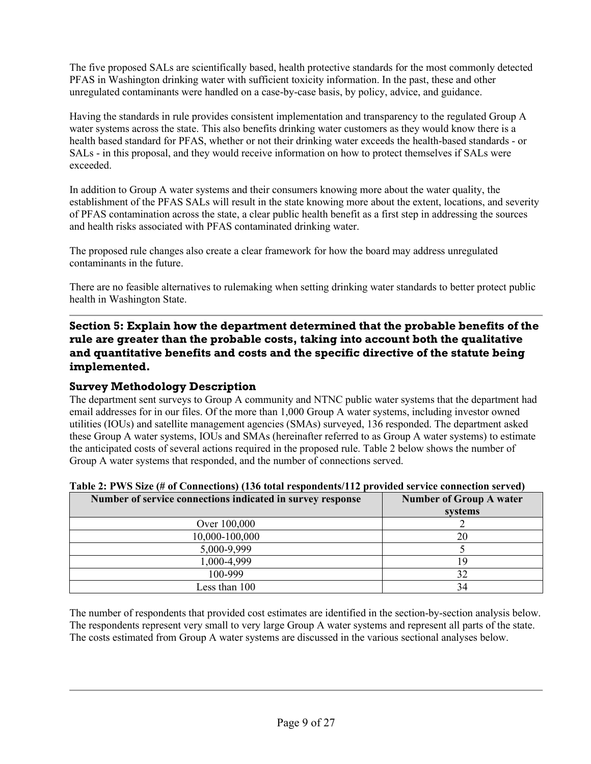The five proposed SALs are scientifically based, health protective standards for the most commonly detected PFAS in Washington drinking water with sufficient toxicity information. In the past, these and other unregulated contaminants were handled on a case-by-case basis, by policy, advice, and guidance.

Having the standards in rule provides consistent implementation and transparency to the regulated Group A water systems across the state. This also benefits drinking water customers as they would know there is a health based standard for PFAS, whether or not their drinking water exceeds the health-based standards - or SALs - in this proposal, and they would receive information on how to protect themselves if SALs were exceeded.

In addition to Group A water systems and their consumers knowing more about the water quality, the establishment of the PFAS SALs will result in the state knowing more about the extent, locations, and severity of PFAS contamination across the state, a clear public health benefit as a first step in addressing the sources and health risks associated with PFAS contaminated drinking water.

The proposed rule changes also create a clear framework for how the board may address unregulated contaminants in the future.

There are no feasible alternatives to rulemaking when setting drinking water standards to better protect public health in Washington State.

## Section 5: Explain how the department determined that the probable benefits of the rule are greater than the probable costs, taking into account both the qualitative and quantitative benefits and costs and the specific directive of the statute being implemented.

### Survey Methodology Description

The department sent surveys to Group A community and NTNC public water systems that the department had email addresses for in our files. Of the more than 1,000 Group A water systems, including investor owned utilities (IOUs) and satellite management agencies (SMAs) surveyed, 136 responded. The department asked these Group A water systems, IOUs and SMAs (hereinafter referred to as Group A water systems) to estimate the anticipated costs of several actions required in the proposed rule. Table 2 below shows the number of Group A water systems that responded, and the number of connections served.

**Table 2: PWS Size (# of Connections) (136 total respondents/112 provided service connection served)**

| Number of service connections indicated in survey response | Number of Group A water systems |
|---|---|
| Over 100,000 | 2 |
| 10,000-100,000 | 20 |
| 5,000-9,999 | 5 |
| 1,000-4,999 | 19 |
| 100-999 | 32 |
| Less than 100 | 34 |

The number of respondents that provided cost estimates are identified in the section-by-section analysis below. The respondents represent very small to very large Group A water systems and represent all parts of the state. The costs estimated from Group A water systems are discussed in the various sectional analyses below.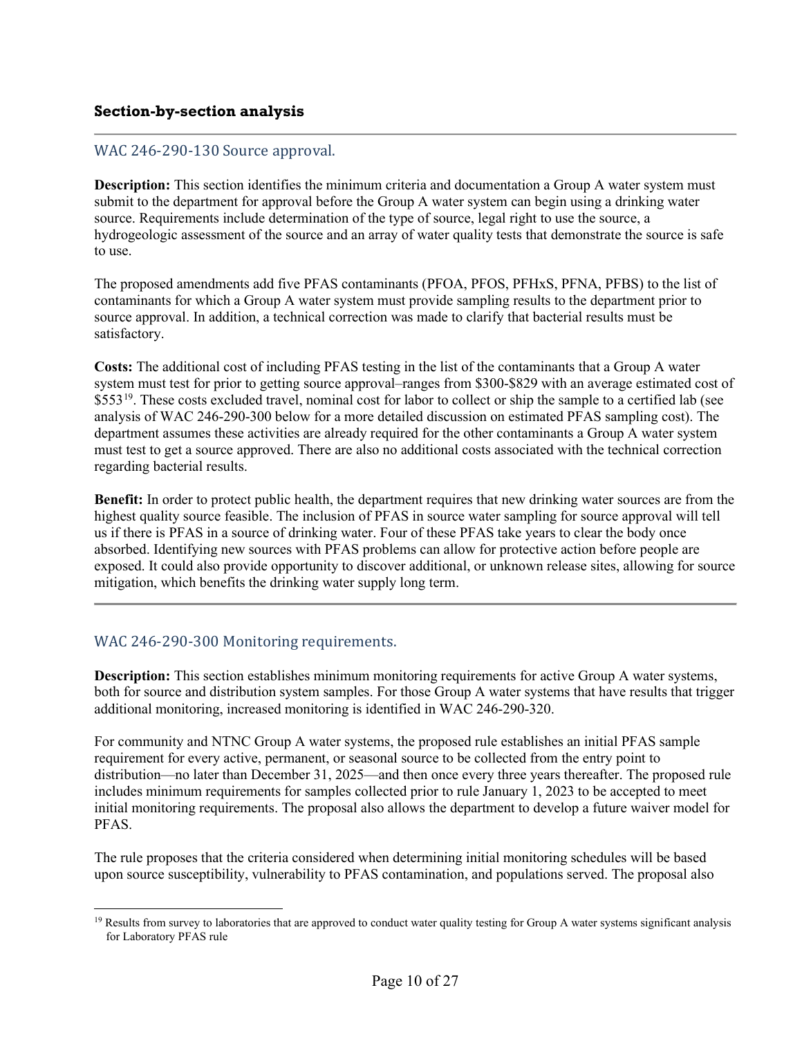## Section-by-section analysis

### WAC 246-290-130 Source approval.

**Description:** This section identifies the minimum criteria and documentation a Group A water system must submit to the department for approval before the Group A water system can begin using a drinking water source. Requirements include determination of the type of source, legal right to use the source, a hydrogeologic assessment of the source and an array of water quality tests that demonstrate the source is safe to use.

The proposed amendments add five PFAS contaminants (PFOA, PFOS, PFHxS, PFNA, PFBS) to the list of contaminants for which a Group A water system must provide sampling results to the department prior to source approval. In addition, a technical correction was made to clarify that bacterial results must be satisfactory.

**Costs:** The additional cost of including PFAS testing in the list of the contaminants that a Group A water system must test for prior to getting source approval–ranges from $300-$829 with an average estimated cost of $553[19]. These costs excluded travel, nominal cost for labor to collect or ship the sample to a certified lab (see analysis of WAC 246-290-300 below for a more detailed discussion on estimated PFAS sampling cost). The department assumes these activities are already required for the other contaminants a Group A water system must test to get a source approved. There are also no additional costs associated with the technical correction regarding bacterial results.

**Benefit:** In order to protect public health, the department requires that new drinking water sources are from the highest quality source feasible. The inclusion of PFAS in source water sampling for source approval will tell us if there is PFAS in a source of drinking water. Four of these PFAS take years to clear the body once absorbed. Identifying new sources with PFAS problems can allow for protective action before people are exposed. It could also provide opportunity to discover additional, or unknown release sites, allowing for source mitigation, which benefits the drinking water supply long term.

---

### WAC 246-290-300 Monitoring requirements.

**Description:** This section establishes minimum monitoring requirements for active Group A water systems, both for source and distribution system samples. For those Group A water systems that have results that trigger additional monitoring, increased monitoring is identified in WAC 246-290-320.

For community and NTNC Group A water systems, the proposed rule establishes an initial PFAS sample requirement for every active, permanent, or seasonal source to be collected from the entry point to distribution—no later than December 31, 2025—and then once every three years thereafter. The proposed rule includes minimum requirements for samples collected prior to rule January 1, 2023 to be accepted to meet initial monitoring requirements. The proposal also allows the department to develop a future waiver model for PFAS.

The rule proposes that the criteria considered when determining initial monitoring schedules will be based upon source susceptibility, vulnerability to PFAS contamination, and populations served. The proposal also

[19] Results from survey to laboratories that are approved to conduct water quality testing for Group A water systems significant analysis for Laboratory PFAS rule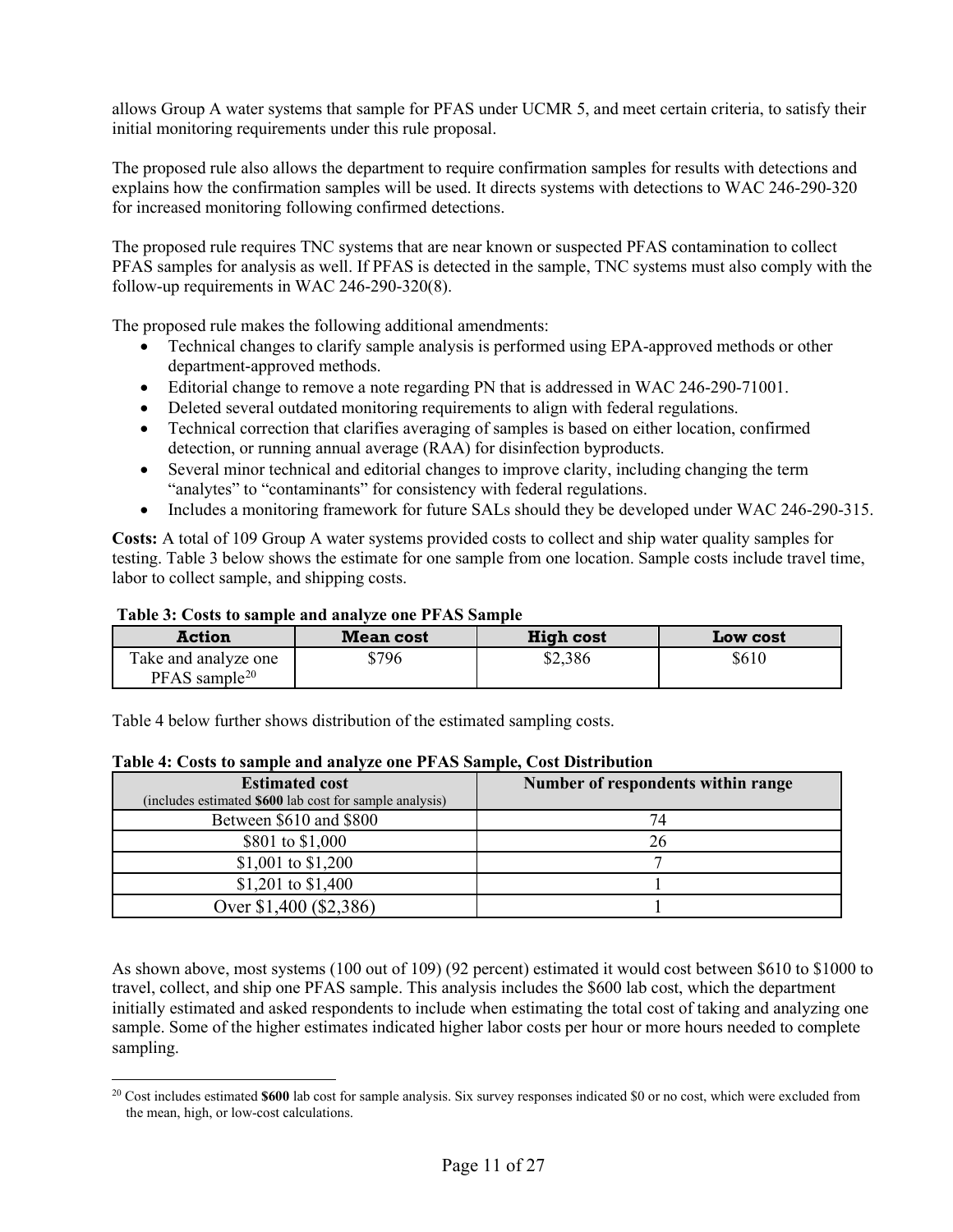allows Group A water systems that sample for PFAS under UCMR 5, and meet certain criteria, to satisfy their initial monitoring requirements under this rule proposal.

The proposed rule also allows the department to require confirmation samples for results with detections and explains how the confirmation samples will be used. It directs systems with detections to WAC 246-290-320 for increased monitoring following confirmed detections.

The proposed rule requires TNC systems that are near known or suspected PFAS contamination to collect PFAS samples for analysis as well. If PFAS is detected in the sample, TNC systems must also comply with the follow-up requirements in WAC 246-290-320(8).

The proposed rule makes the following additional amendments:

- Technical changes to clarify sample analysis is performed using EPA-approved methods or other department-approved methods.
- Editorial change to remove a note regarding PN that is addressed in WAC 246-290-71001.
- Deleted several outdated monitoring requirements to align with federal regulations.
- Technical correction that clarifies averaging of samples is based on either location, confirmed detection, or running annual average (RAA) for disinfection byproducts.
- Several minor technical and editorial changes to improve clarity, including changing the term "analytes" to "contaminants" for consistency with federal regulations.
- Includes a monitoring framework for future SALs should they be developed under WAC 246-290-315.

**Costs:** A total of 109 Group A water systems provided costs to collect and ship water quality samples for testing. Table 3 below shows the estimate for one sample from one location. Sample costs include travel time, labor to collect sample, and shipping costs.

**Table 3: Costs to sample and analyze one PFAS Sample**

| Action | Mean cost | High cost | Low cost |
|---|---|---|---|
| Take and analyze one PFAS sample[20] | $796 | $2,386 | $610 |

Table 4 below further shows distribution of the estimated sampling costs.

**Table 4: Costs to sample and analyze one PFAS Sample, Cost Distribution**

| **Estimated cost** (includes estimated **$600** lab cost for sample analysis) | Number of respondents within range |
|---|---|
| Between $610 and $800 | 74 |
| $801 to $1,000 | 26 |
| $1,001 to $1,200 | 7 |
| $1,201 to $1,400 | 1 |
| Over $1,400 ($2,386) | 1 |

As shown above, most systems (100 out of 109) (92 percent) estimated it would cost between $610 to $1000 to travel, collect, and ship one PFAS sample. This analysis includes the $600 lab cost, which the department initially estimated and asked respondents to include when estimating the total cost of taking and analyzing one sample. Some of the higher estimates indicated higher labor costs per hour or more hours needed to complete sampling.

[20] Cost includes estimated **$600** lab cost for sample analysis. Six survey responses indicated $0 or no cost, which were excluded from the mean, high, or low-cost calculations.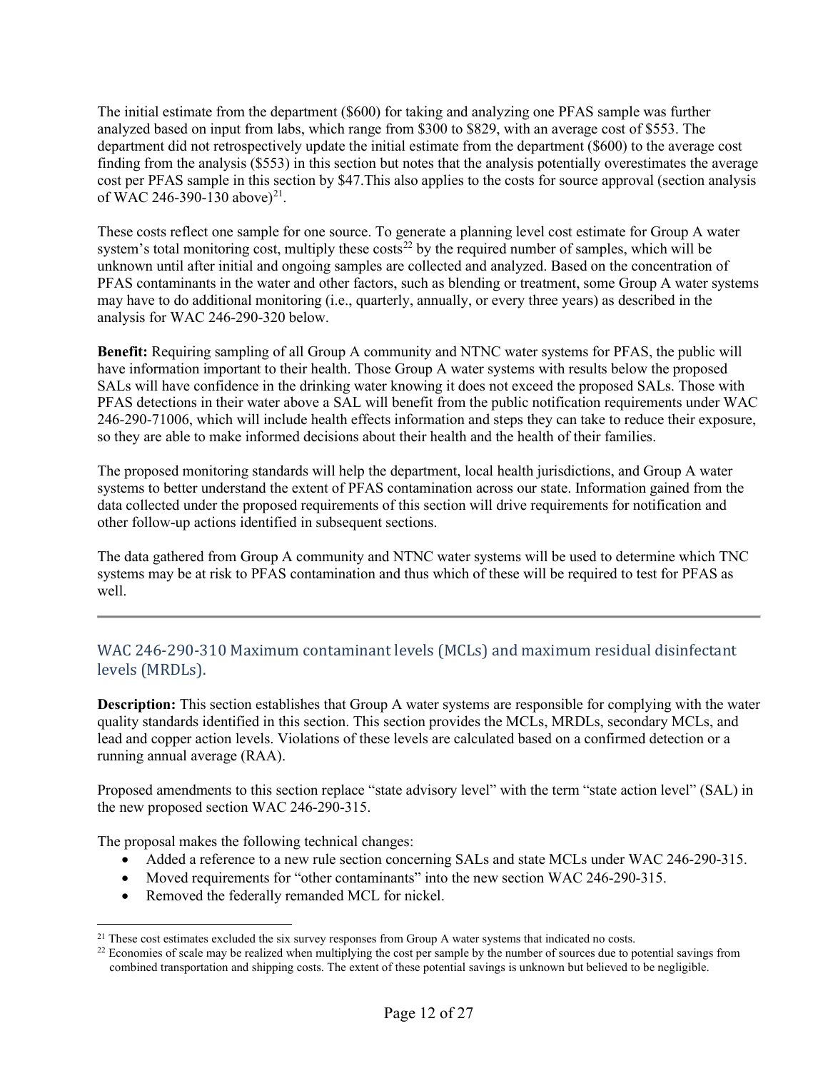The initial estimate from the department ($600) for taking and analyzing one PFAS sample was further analyzed based on input from labs, which range from $300 to $829, with an average cost of $553. The department did not retrospectively update the initial estimate from the department ($600) to the average cost finding from the analysis ($553) in this section but notes that the analysis potentially overestimates the average cost per PFAS sample in this section by $47.This also applies to the costs for source approval (section analysis of WAC 246-390-130 above)[21].

These costs reflect one sample for one source. To generate a planning level cost estimate for Group A water system's total monitoring cost, multiply these costs[22] by the required number of samples, which will be unknown until after initial and ongoing samples are collected and analyzed. Based on the concentration of PFAS contaminants in the water and other factors, such as blending or treatment, some Group A water systems may have to do additional monitoring (i.e., quarterly, annually, or every three years) as described in the analysis for WAC 246-290-320 below.

**Benefit:** Requiring sampling of all Group A community and NTNC water systems for PFAS, the public will have information important to their health. Those Group A water systems with results below the proposed SALs will have confidence in the drinking water knowing it does not exceed the proposed SALs. Those with PFAS detections in their water above a SAL will benefit from the public notification requirements under WAC 246-290-71006, which will include health effects information and steps they can take to reduce their exposure, so they are able to make informed decisions about their health and the health of their families.

The proposed monitoring standards will help the department, local health jurisdictions, and Group A water systems to better understand the extent of PFAS contamination across our state. Information gained from the data collected under the proposed requirements of this section will drive requirements for notification and other follow-up actions identified in subsequent sections.

The data gathered from Group A community and NTNC water systems will be used to determine which TNC systems may be at risk to PFAS contamination and thus which of these will be required to test for PFAS as well.

---

## WAC 246-290-310 Maximum contaminant levels (MCLs) and maximum residual disinfectant levels (MRDLs).

**Description:** This section establishes that Group A water systems are responsible for complying with the water quality standards identified in this section. This section provides the MCLs, MRDLs, secondary MCLs, and lead and copper action levels. Violations of these levels are calculated based on a confirmed detection or a running annual average (RAA).

Proposed amendments to this section replace "state advisory level" with the term "state action level" (SAL) in the new proposed section WAC 246-290-315.

The proposal makes the following technical changes:

- Added a reference to a new rule section concerning SALs and state MCLs under WAC 246-290-315.
- Moved requirements for "other contaminants" into the new section WAC 246-290-315.
- Removed the federally remanded MCL for nickel.

[21] These cost estimates excluded the six survey responses from Group A water systems that indicated no costs.

[22] Economies of scale may be realized when multiplying the cost per sample by the number of sources due to potential savings from combined transportation and shipping costs. The extent of these potential savings is unknown but believed to be negligible.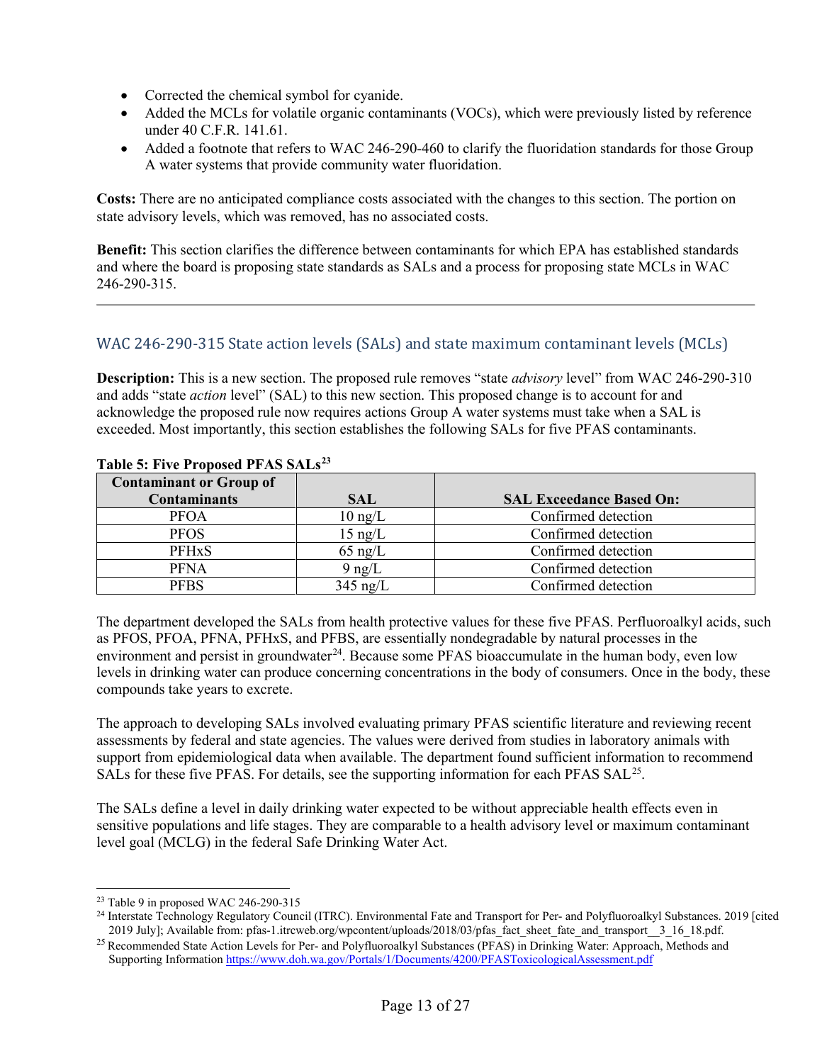- Corrected the chemical symbol for cyanide.
- Added the MCLs for volatile organic contaminants (VOCs), which were previously listed by reference under 40 C.F.R. 141.61.
- Added a footnote that refers to WAC 246-290-460 to clarify the fluoridation standards for those Group A water systems that provide community water fluoridation.

**Costs:** There are no anticipated compliance costs associated with the changes to this section. The portion on state advisory levels, which was removed, has no associated costs.

**Benefit:** This section clarifies the difference between contaminants for which EPA has established standards and where the board is proposing state standards as SALs and a process for proposing state MCLs in WAC 246-290-315.

---

## WAC 246-290-315 State action levels (SALs) and state maximum contaminant levels (MCLs)

**Description:** This is a new section. The proposed rule removes "state *advisory* level" from WAC 246-290-310 and adds "state *action* level" (SAL) to this new section. This proposed change is to account for and acknowledge the proposed rule now requires actions Group A water systems must take when a SAL is exceeded. Most importantly, this section establishes the following SALs for five PFAS contaminants.

**Table 5: Five Proposed PFAS SALs[23]**

| Contaminant or Group of Contaminants | SAL | SAL Exceedance Based On: |
|---|---|---|
| PFOA | 10 ng/L | Confirmed detection |
| PFOS | 15 ng/L | Confirmed detection |
| PFHxS | 65 ng/L | Confirmed detection |
| PFNA | 9 ng/L | Confirmed detection |
| PFBS | 345 ng/L | Confirmed detection |

The department developed the SALs from health protective values for these five PFAS. Perfluoroalkyl acids, such as PFOS, PFOA, PFNA, PFHxS, and PFBS, are essentially nondegradable by natural processes in the environment and persist in groundwater[24]. Because some PFAS bioaccumulate in the human body, even low levels in drinking water can produce concerning concentrations in the body of consumers. Once in the body, these compounds take years to excrete.

The approach to developing SALs involved evaluating primary PFAS scientific literature and reviewing recent assessments by federal and state agencies. The values were derived from studies in laboratory animals with support from epidemiological data when available. The department found sufficient information to recommend SALs for these five PFAS. For details, see the supporting information for each PFAS SAL[25].

The SALs define a level in daily drinking water expected to be without appreciable health effects even in sensitive populations and life stages. They are comparable to a health advisory level or maximum contaminant level goal (MCLG) in the federal Safe Drinking Water Act.

---

[23] Table 9 in proposed WAC 246-290-315

[24] Interstate Technology Regulatory Council (ITRC). Environmental Fate and Transport for Per- and Polyfluoroalkyl Substances. 2019 [cited 2019 July]; Available from: pfas-1.itrcweb.org/wpcontent/uploads/2018/03/pfas_fact_sheet_fate_and_transport__3_16_18.pdf.

[25] Recommended State Action Levels for Per- and Polyfluoroalkyl Substances (PFAS) in Drinking Water: Approach, Methods and Supporting Information https://www.doh.wa.gov/Portals/1/Documents/4200/PFASToxicologicalAssessment.pdf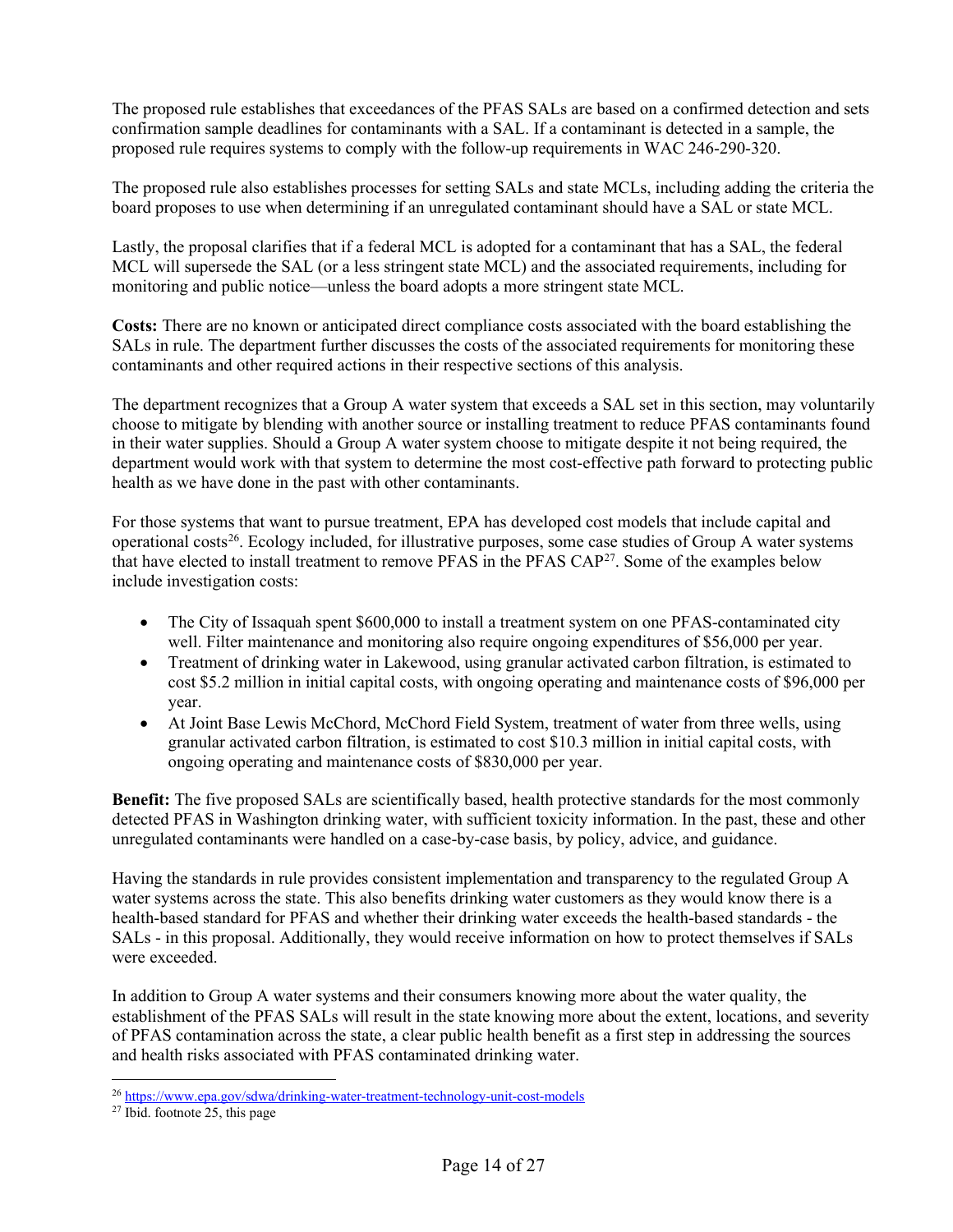The proposed rule establishes that exceedances of the PFAS SALs are based on a confirmed detection and sets confirmation sample deadlines for contaminants with a SAL. If a contaminant is detected in a sample, the proposed rule requires systems to comply with the follow-up requirements in WAC 246-290-320.

The proposed rule also establishes processes for setting SALs and state MCLs, including adding the criteria the board proposes to use when determining if an unregulated contaminant should have a SAL or state MCL.

Lastly, the proposal clarifies that if a federal MCL is adopted for a contaminant that has a SAL, the federal MCL will supersede the SAL (or a less stringent state MCL) and the associated requirements, including for monitoring and public notice—unless the board adopts a more stringent state MCL.

**Costs:** There are no known or anticipated direct compliance costs associated with the board establishing the SALs in rule. The department further discusses the costs of the associated requirements for monitoring these contaminants and other required actions in their respective sections of this analysis.

The department recognizes that a Group A water system that exceeds a SAL set in this section, may voluntarily choose to mitigate by blending with another source or installing treatment to reduce PFAS contaminants found in their water supplies. Should a Group A water system choose to mitigate despite it not being required, the department would work with that system to determine the most cost-effective path forward to protecting public health as we have done in the past with other contaminants.

For those systems that want to pursue treatment, EPA has developed cost models that include capital and operational costs[26]. Ecology included, for illustrative purposes, some case studies of Group A water systems that have elected to install treatment to remove PFAS in the PFAS CAP[27]. Some of the examples below include investigation costs:

- The City of Issaquah spent $600,000 to install a treatment system on one PFAS-contaminated city well. Filter maintenance and monitoring also require ongoing expenditures of $56,000 per year.
- Treatment of drinking water in Lakewood, using granular activated carbon filtration, is estimated to cost $5.2 million in initial capital costs, with ongoing operating and maintenance costs of $96,000 per year.
- At Joint Base Lewis McChord, McChord Field System, treatment of water from three wells, using granular activated carbon filtration, is estimated to cost $10.3 million in initial capital costs, with ongoing operating and maintenance costs of $830,000 per year.

**Benefit:** The five proposed SALs are scientifically based, health protective standards for the most commonly detected PFAS in Washington drinking water, with sufficient toxicity information. In the past, these and other unregulated contaminants were handled on a case-by-case basis, by policy, advice, and guidance.

Having the standards in rule provides consistent implementation and transparency to the regulated Group A water systems across the state. This also benefits drinking water customers as they would know there is a health-based standard for PFAS and whether their drinking water exceeds the health-based standards - the SALs - in this proposal. Additionally, they would receive information on how to protect themselves if SALs were exceeded.

In addition to Group A water systems and their consumers knowing more about the water quality, the establishment of the PFAS SALs will result in the state knowing more about the extent, locations, and severity of PFAS contamination across the state, a clear public health benefit as a first step in addressing the sources and health risks associated with PFAS contaminated drinking water.

---

[26] https://www.epa.gov/sdwa/drinking-water-treatment-technology-unit-cost-models

[27] Ibid. footnote 25, this page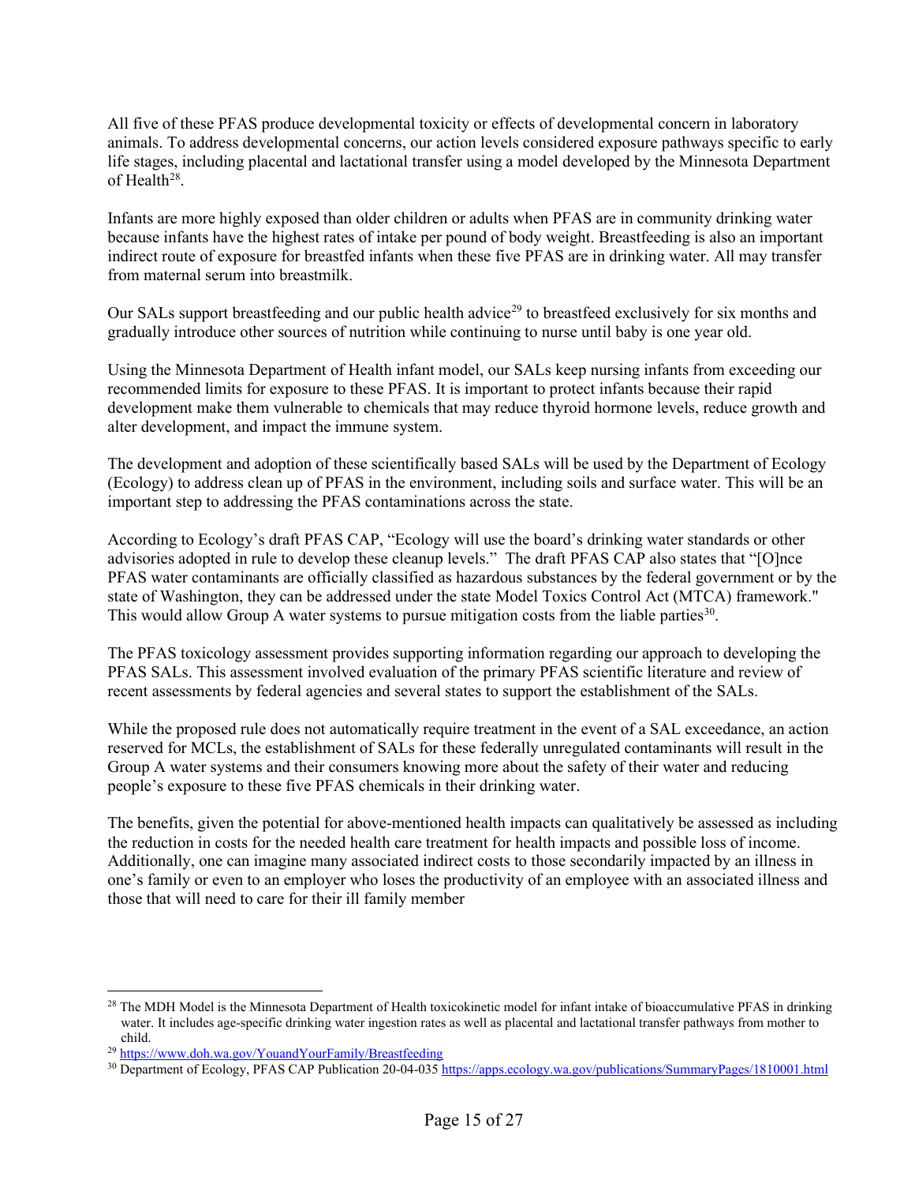All five of these PFAS produce developmental toxicity or effects of developmental concern in laboratory animals. To address developmental concerns, our action levels considered exposure pathways specific to early life stages, including placental and lactational transfer using a model developed by the Minnesota Department of Health[28].

Infants are more highly exposed than older children or adults when PFAS are in community drinking water because infants have the highest rates of intake per pound of body weight. Breastfeeding is also an important indirect route of exposure for breastfed infants when these five PFAS are in drinking water. All may transfer from maternal serum into breastmilk.

Our SALs support breastfeeding and our public health advice[29] to breastfeed exclusively for six months and gradually introduce other sources of nutrition while continuing to nurse until baby is one year old.

Using the Minnesota Department of Health infant model, our SALs keep nursing infants from exceeding our recommended limits for exposure to these PFAS. It is important to protect infants because their rapid development make them vulnerable to chemicals that may reduce thyroid hormone levels, reduce growth and alter development, and impact the immune system.

The development and adoption of these scientifically based SALs will be used by the Department of Ecology (Ecology) to address clean up of PFAS in the environment, including soils and surface water. This will be an important step to addressing the PFAS contaminations across the state.

According to Ecology's draft PFAS CAP, "Ecology will use the board's drinking water standards or other advisories adopted in rule to develop these cleanup levels." The draft PFAS CAP also states that "[O]nce PFAS water contaminants are officially classified as hazardous substances by the federal government or by the state of Washington, they can be addressed under the state Model Toxics Control Act (MTCA) framework." This would allow Group A water systems to pursue mitigation costs from the liable parties[30].

The PFAS toxicology assessment provides supporting information regarding our approach to developing the PFAS SALs. This assessment involved evaluation of the primary PFAS scientific literature and review of recent assessments by federal agencies and several states to support the establishment of the SALs.

While the proposed rule does not automatically require treatment in the event of a SAL exceedance, an action reserved for MCLs, the establishment of SALs for these federally unregulated contaminants will result in the Group A water systems and their consumers knowing more about the safety of their water and reducing people's exposure to these five PFAS chemicals in their drinking water.

The benefits, given the potential for above-mentioned health impacts can qualitatively be assessed as including the reduction in costs for the needed health care treatment for health impacts and possible loss of income. Additionally, one can imagine many associated indirect costs to those secondarily impacted by an illness in one's family or even to an employer who loses the productivity of an employee with an associated illness and those that will need to care for their ill family member

---

[28] The MDH Model is the Minnesota Department of Health toxicokinetic model for infant intake of bioaccumulative PFAS in drinking water. It includes age-specific drinking water ingestion rates as well as placental and lactational transfer pathways from mother to child.

[29] https://www.doh.wa.gov/YouandYourFamily/Breastfeeding

[30] Department of Ecology, PFAS CAP Publication 20-04-035 https://apps.ecology.wa.gov/publications/SummaryPages/1810001.html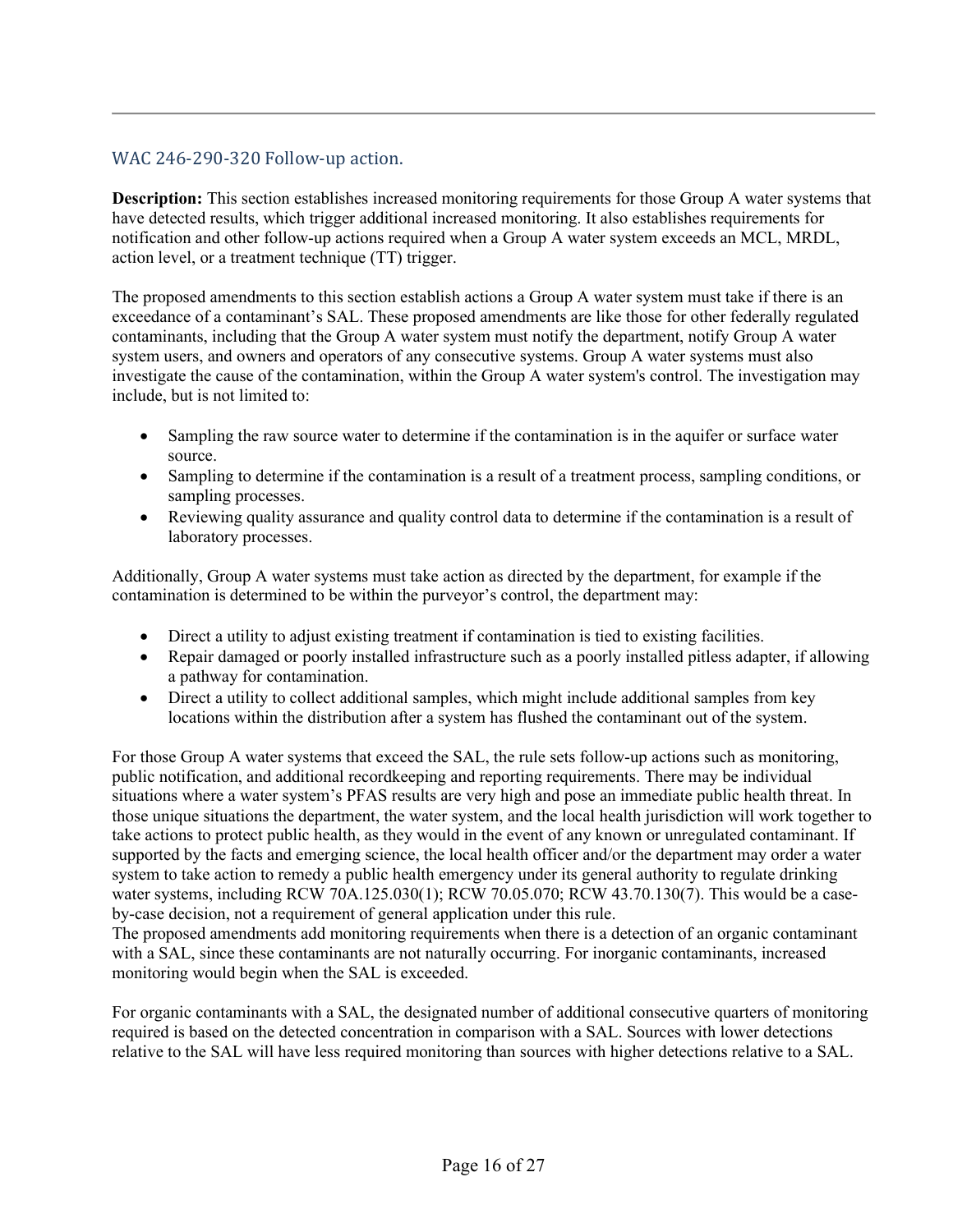## WAC 246-290-320 Follow-up action.

**Description:** This section establishes increased monitoring requirements for those Group A water systems that have detected results, which trigger additional increased monitoring. It also establishes requirements for notification and other follow-up actions required when a Group A water system exceeds an MCL, MRDL, action level, or a treatment technique (TT) trigger.

The proposed amendments to this section establish actions a Group A water system must take if there is an exceedance of a contaminant's SAL. These proposed amendments are like those for other federally regulated contaminants, including that the Group A water system must notify the department, notify Group A water system users, and owners and operators of any consecutive systems. Group A water systems must also investigate the cause of the contamination, within the Group A water system's control. The investigation may include, but is not limited to:

- Sampling the raw source water to determine if the contamination is in the aquifer or surface water source.
- Sampling to determine if the contamination is a result of a treatment process, sampling conditions, or sampling processes.
- Reviewing quality assurance and quality control data to determine if the contamination is a result of laboratory processes.

Additionally, Group A water systems must take action as directed by the department, for example if the contamination is determined to be within the purveyor's control, the department may:

- Direct a utility to adjust existing treatment if contamination is tied to existing facilities.
- Repair damaged or poorly installed infrastructure such as a poorly installed pitless adapter, if allowing a pathway for contamination.
- Direct a utility to collect additional samples, which might include additional samples from key locations within the distribution after a system has flushed the contaminant out of the system.

For those Group A water systems that exceed the SAL, the rule sets follow-up actions such as monitoring, public notification, and additional recordkeeping and reporting requirements. There may be individual situations where a water system's PFAS results are very high and pose an immediate public health threat. In those unique situations the department, the water system, and the local health jurisdiction will work together to take actions to protect public health, as they would in the event of any known or unregulated contaminant. If supported by the facts and emerging science, the local health officer and/or the department may order a water system to take action to remedy a public health emergency under its general authority to regulate drinking water systems, including RCW 70A.125.030(1); RCW 70.05.070; RCW 43.70.130(7). This would be a case-by-case decision, not a requirement of general application under this rule.

The proposed amendments add monitoring requirements when there is a detection of an organic contaminant with a SAL, since these contaminants are not naturally occurring. For inorganic contaminants, increased monitoring would begin when the SAL is exceeded.

For organic contaminants with a SAL, the designated number of additional consecutive quarters of monitoring required is based on the detected concentration in comparison with a SAL. Sources with lower detections relative to the SAL will have less required monitoring than sources with higher detections relative to a SAL.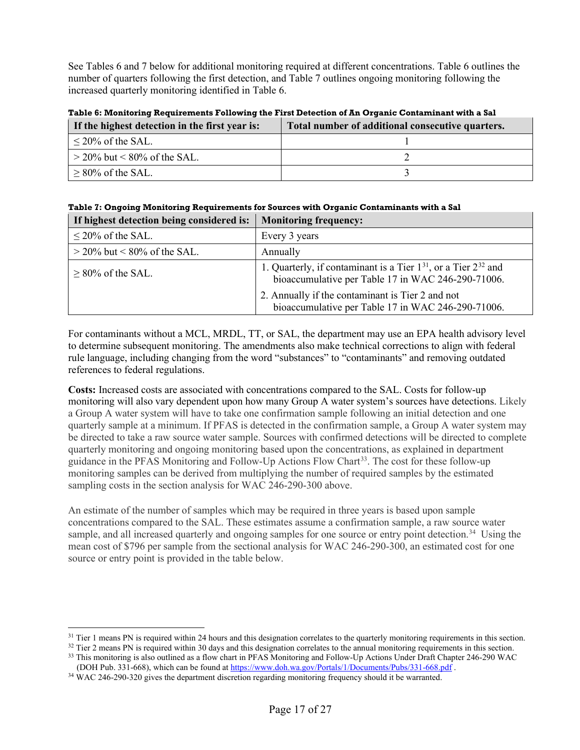See Tables 6 and 7 below for additional monitoring required at different concentrations. Table 6 outlines the number of quarters following the first detection, and Table 7 outlines ongoing monitoring following the increased quarterly monitoring identified in Table 6.

**Table 6: Monitoring Requirements Following the First Detection of An Organic Contaminant with a Sal**

| If the highest detection in the first year is: | Total number of additional consecutive quarters. |
|---|---|
| ≤ 20% of the SAL. | 1 |
| > 20% but < 80% of the SAL. | 2 |
| ≥ 80% of the SAL. | 3 |

**Table 7: Ongoing Monitoring Requirements for Sources with Organic Contaminants with a Sal**

| If highest detection being considered is: | Monitoring frequency: |
|---|---|
| ≤ 20% of the SAL. | Every 3 years |
| > 20% but < 80% of the SAL. | Annually |
| ≥ 80% of the SAL. | 1. Quarterly, if contaminant is a Tier 1[31], or a Tier 2[32] and bioaccumulative per Table 17 in WAC 246-290-71006. 2. Annually if the contaminant is Tier 2 and not bioaccumulative per Table 17 in WAC 246-290-71006. |

For contaminants without a MCL, MRDL, TT, or SAL, the department may use an EPA health advisory level to determine subsequent monitoring. The amendments also make technical corrections to align with federal rule language, including changing from the word "substances" to "contaminants" and removing outdated references to federal regulations.

**Costs:** Increased costs are associated with concentrations compared to the SAL. Costs for follow-up monitoring will also vary dependent upon how many Group A water system's sources have detections. Likely a Group A water system will have to take one confirmation sample following an initial detection and one quarterly sample at a minimum. If PFAS is detected in the confirmation sample, a Group A water system may be directed to take a raw source water sample. Sources with confirmed detections will be directed to complete quarterly monitoring and ongoing monitoring based upon the concentrations, as explained in department guidance in the PFAS Monitoring and Follow-Up Actions Flow Chart[33]. The cost for these follow-up monitoring samples can be derived from multiplying the number of required samples by the estimated sampling costs in the section analysis for WAC 246-290-300 above.

An estimate of the number of samples which may be required in three years is based upon sample concentrations compared to the SAL. These estimates assume a confirmation sample, a raw source water sample, and all increased quarterly and ongoing samples for one source or entry point detection.[34] Using the mean cost of $796 per sample from the sectional analysis for WAC 246-290-300, an estimated cost for one source or entry point is provided in the table below.

---

[31] Tier 1 means PN is required within 24 hours and this designation correlates to the quarterly monitoring requirements in this section.

[32] Tier 2 means PN is required within 30 days and this designation correlates to the annual monitoring requirements in this section.

[33] This monitoring is also outlined as a flow chart in PFAS Monitoring and Follow-Up Actions Under Draft Chapter 246-290 WAC (DOH Pub. 331-668), which can be found at https://www.doh.wa.gov/Portals/1/Documents/Pubs/331-668.pdf .

[34] WAC 246-290-320 gives the department discretion regarding monitoring frequency should it be warranted.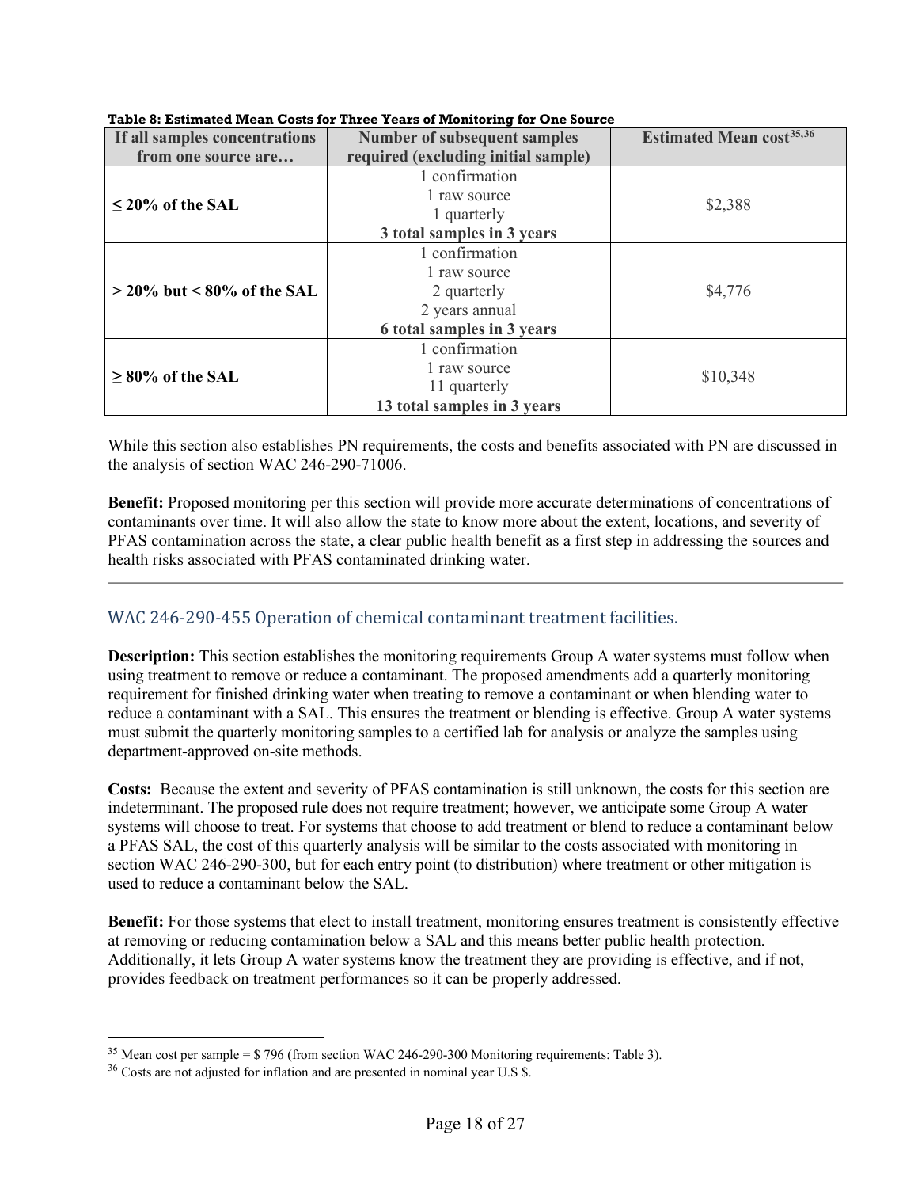**Table 8: Estimated Mean Costs for Three Years of Monitoring for One Source**

| If all samples concentrations from one source are… | Number of subsequent samples required (excluding initial sample) | Estimated Mean cost[35,36] |
|---|---|---|
| **≤ 20% of the SAL** | 1 confirmation<br>1 raw source<br>1 quarterly<br>**3 total samples in 3 years** | $2,388 |
| **> 20% but < 80% of the SAL** | 1 confirmation<br>1 raw source<br>2 quarterly<br>2 years annual<br>**6 total samples in 3 years** | $4,776 |
| **≥ 80% of the SAL** | 1 confirmation<br>1 raw source<br>11 quarterly<br>**13 total samples in 3 years** | $10,348 |

While this section also establishes PN requirements, the costs and benefits associated with PN are discussed in the analysis of section WAC 246-290-71006.

**Benefit:** Proposed monitoring per this section will provide more accurate determinations of concentrations of contaminants over time. It will also allow the state to know more about the extent, locations, and severity of PFAS contamination across the state, a clear public health benefit as a first step in addressing the sources and health risks associated with PFAS contaminated drinking water.

## WAC 246-290-455 Operation of chemical contaminant treatment facilities.

**Description:** This section establishes the monitoring requirements Group A water systems must follow when using treatment to remove or reduce a contaminant. The proposed amendments add a quarterly monitoring requirement for finished drinking water when treating to remove a contaminant or when blending water to reduce a contaminant with a SAL. This ensures the treatment or blending is effective. Group A water systems must submit the quarterly monitoring samples to a certified lab for analysis or analyze the samples using department-approved on-site methods.

**Costs:** Because the extent and severity of PFAS contamination is still unknown, the costs for this section are indeterminant. The proposed rule does not require treatment; however, we anticipate some Group A water systems will choose to treat. For systems that choose to add treatment or blend to reduce a contaminant below a PFAS SAL, the cost of this quarterly analysis will be similar to the costs associated with monitoring in section WAC 246-290-300, but for each entry point (to distribution) where treatment or other mitigation is used to reduce a contaminant below the SAL.

**Benefit:** For those systems that elect to install treatment, monitoring ensures treatment is consistently effective at removing or reducing contamination below a SAL and this means better public health protection. Additionally, it lets Group A water systems know the treatment they are providing is effective, and if not, provides feedback on treatment performances so it can be properly addressed.

[35] Mean cost per sample = $ 796 (from section WAC 246-290-300 Monitoring requirements: Table 3).

[36] Costs are not adjusted for inflation and are presented in nominal year U.S $.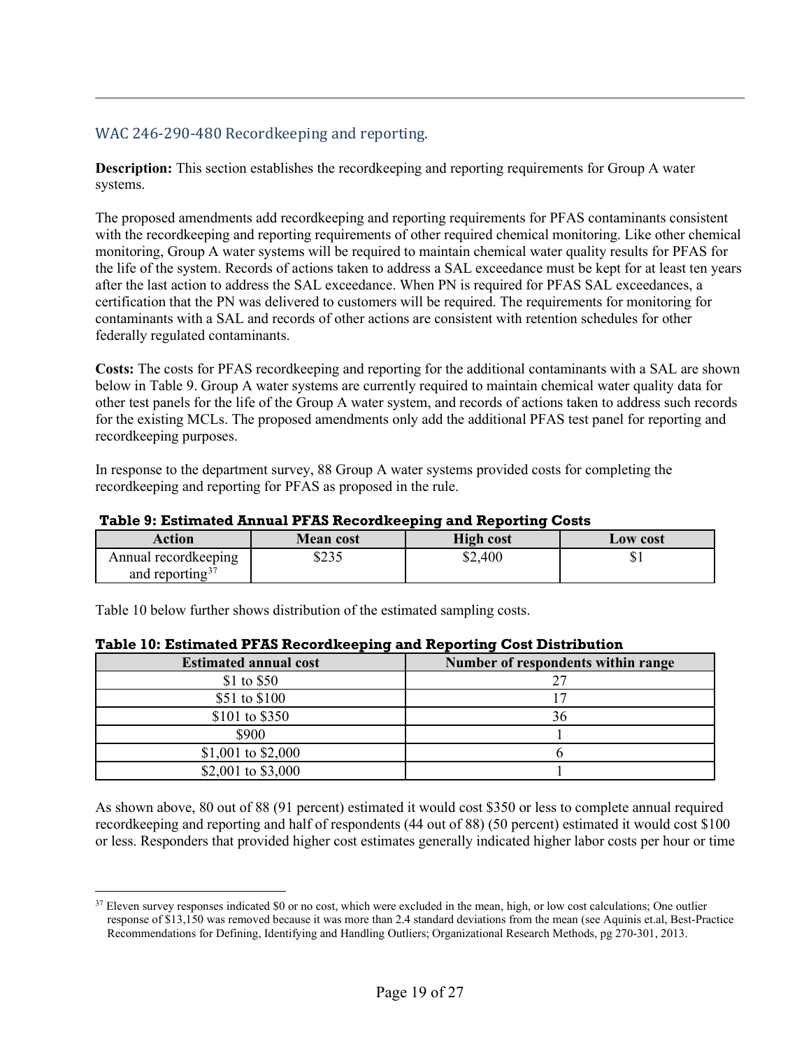## WAC 246-290-480 Recordkeeping and reporting.

**Description:** This section establishes the recordkeeping and reporting requirements for Group A water systems.

The proposed amendments add recordkeeping and reporting requirements for PFAS contaminants consistent with the recordkeeping and reporting requirements of other required chemical monitoring. Like other chemical monitoring, Group A water systems will be required to maintain chemical water quality results for PFAS for the life of the system. Records of actions taken to address a SAL exceedance must be kept for at least ten years after the last action to address the SAL exceedance. When PN is required for PFAS SAL exceedances, a certification that the PN was delivered to customers will be required. The requirements for monitoring for contaminants with a SAL and records of other actions are consistent with retention schedules for other federally regulated contaminants.

**Costs:** The costs for PFAS recordkeeping and reporting for the additional contaminants with a SAL are shown below in Table 9. Group A water systems are currently required to maintain chemical water quality data for other test panels for the life of the Group A water system, and records of actions taken to address such records for the existing MCLs. The proposed amendments only add the additional PFAS test panel for reporting and recordkeeping purposes.

In response to the department survey, 88 Group A water systems provided costs for completing the recordkeeping and reporting for PFAS as proposed in the rule.

**Table 9: Estimated Annual PFAS Recordkeeping and Reporting Costs**

| Action | Mean cost | High cost | Low cost |
| --- | --- | --- | --- |
| Annual recordkeeping and reporting[37] | $235 | $2,400 | $1 |

Table 10 below further shows distribution of the estimated sampling costs.

**Table 10: Estimated PFAS Recordkeeping and Reporting Cost Distribution**

| Estimated annual cost | Number of respondents within range |
| --- | --- |
| $1 to $50 | 27 |
| $51 to $100 | 17 |
| $101 to $350 | 36 |
| $900 | 1 |
| $1,001 to $2,000 | 6 |
| $2,001 to $3,000 | 1 |

As shown above, 80 out of 88 (91 percent) estimated it would cost $350 or less to complete annual required recordkeeping and reporting and half of respondents (44 out of 88) (50 percent) estimated it would cost $100 or less. Responders that provided higher cost estimates generally indicated higher labor costs per hour or time

[37] Eleven survey responses indicated $0 or no cost, which were excluded in the mean, high, or low cost calculations; One outlier response of $13,150 was removed because it was more than 2.4 standard deviations from the mean (see Aquinis et.al, Best-Practice Recommendations for Defining, Identifying and Handling Outliers; Organizational Research Methods, pg 270-301, 2013.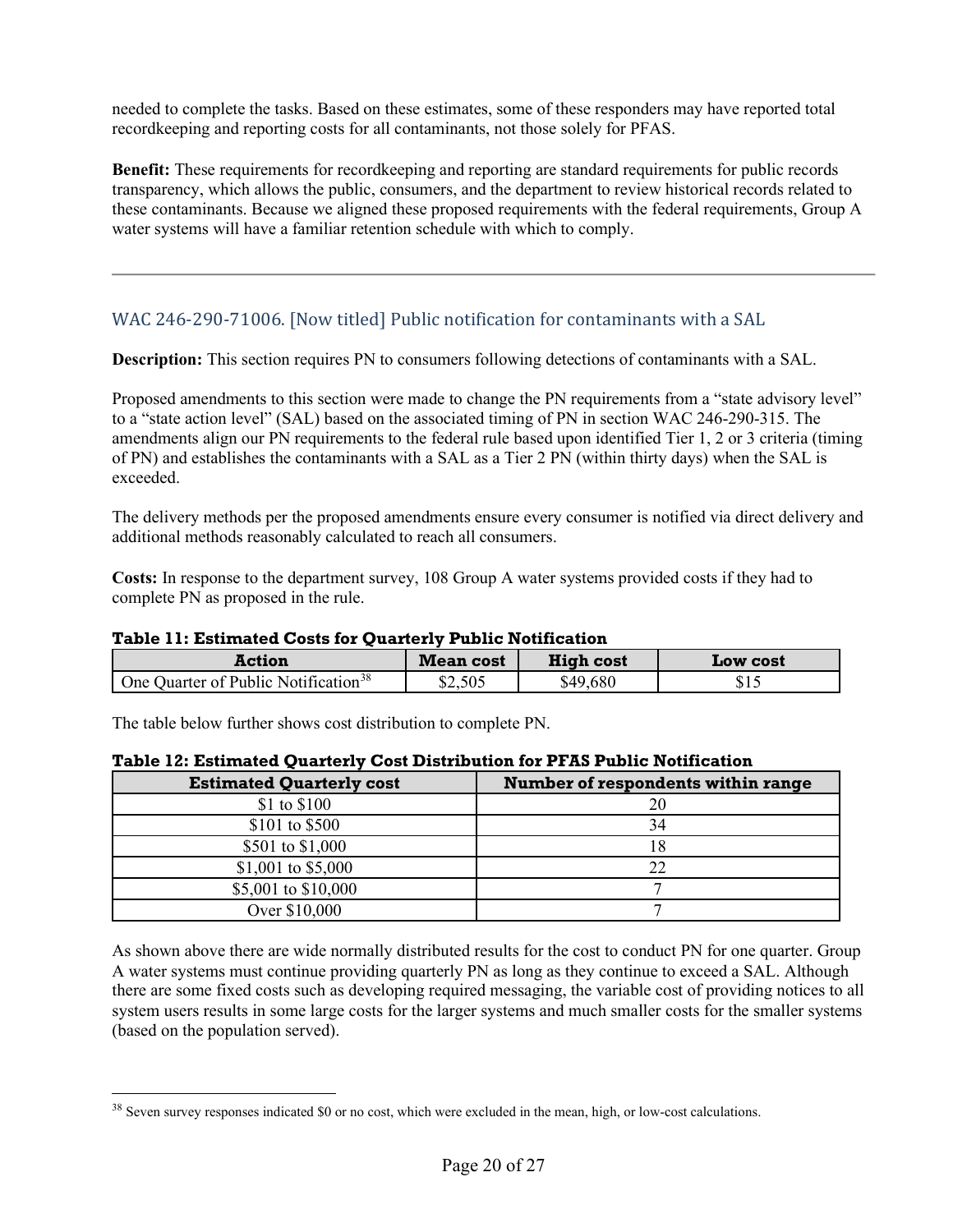needed to complete the tasks. Based on these estimates, some of these responders may have reported total recordkeeping and reporting costs for all contaminants, not those solely for PFAS.

**Benefit:** These requirements for recordkeeping and reporting are standard requirements for public records transparency, which allows the public, consumers, and the department to review historical records related to these contaminants. Because we aligned these proposed requirements with the federal requirements, Group A water systems will have a familiar retention schedule with which to comply.

---

## WAC 246-290-71006. [Now titled] Public notification for contaminants with a SAL

**Description:** This section requires PN to consumers following detections of contaminants with a SAL.

Proposed amendments to this section were made to change the PN requirements from a "state advisory level" to a "state action level" (SAL) based on the associated timing of PN in section WAC 246-290-315. The amendments align our PN requirements to the federal rule based upon identified Tier 1, 2 or 3 criteria (timing of PN) and establishes the contaminants with a SAL as a Tier 2 PN (within thirty days) when the SAL is exceeded.

The delivery methods per the proposed amendments ensure every consumer is notified via direct delivery and additional methods reasonably calculated to reach all consumers.

**Costs:** In response to the department survey, 108 Group A water systems provided costs if they had to complete PN as proposed in the rule.

**Table 11: Estimated Costs for Quarterly Public Notification**

| Action | Mean cost | High cost | Low cost |
|---|---|---|---|
| One Quarter of Public Notification[38] | $2,505 | $49,680 | $15 |

The table below further shows cost distribution to complete PN.

**Table 12: Estimated Quarterly Cost Distribution for PFAS Public Notification**

| Estimated Quarterly cost | Number of respondents within range |
|---|---|
| $1 to $100 | 20 |
| $101 to $500 | 34 |
| $501 to $1,000 | 18 |
| $1,001 to $5,000 | 22 |
| $5,001 to $10,000 | 7 |
| Over $10,000 | 7 |

As shown above there are wide normally distributed results for the cost to conduct PN for one quarter. Group A water systems must continue providing quarterly PN as long as they continue to exceed a SAL. Although there are some fixed costs such as developing required messaging, the variable cost of providing notices to all system users results in some large costs for the larger systems and much smaller costs for the smaller systems (based on the population served).

[38] Seven survey responses indicated $0 or no cost, which were excluded in the mean, high, or low-cost calculations.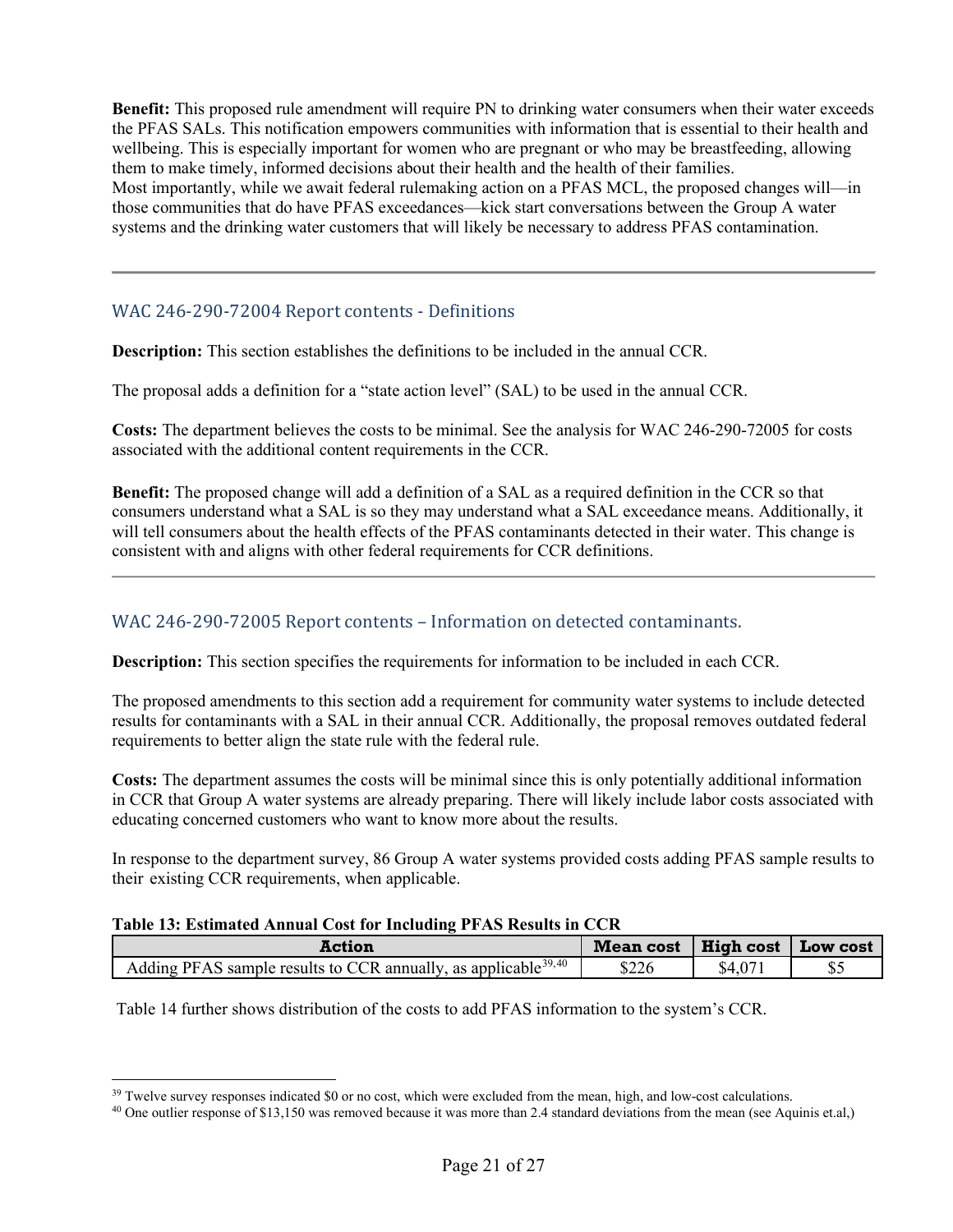**Benefit:** This proposed rule amendment will require PN to drinking water consumers when their water exceeds the PFAS SALs. This notification empowers communities with information that is essential to their health and wellbeing. This is especially important for women who are pregnant or who may be breastfeeding, allowing them to make timely, informed decisions about their health and the health of their families.
Most importantly, while we await federal rulemaking action on a PFAS MCL, the proposed changes will—in those communities that do have PFAS exceedances—kick start conversations between the Group A water systems and the drinking water customers that will likely be necessary to address PFAS contamination.

---

### WAC 246-290-72004 Report contents - Definitions

**Description:** This section establishes the definitions to be included in the annual CCR.

The proposal adds a definition for a "state action level" (SAL) to be used in the annual CCR.

**Costs:** The department believes the costs to be minimal. See the analysis for WAC 246-290-72005 for costs associated with the additional content requirements in the CCR.

**Benefit:** The proposed change will add a definition of a SAL as a required definition in the CCR so that consumers understand what a SAL is so they may understand what a SAL exceedance means. Additionally, it will tell consumers about the health effects of the PFAS contaminants detected in their water. This change is consistent with and aligns with other federal requirements for CCR definitions.

---

### WAC 246-290-72005 Report contents – Information on detected contaminants.

**Description:** This section specifies the requirements for information to be included in each CCR.

The proposed amendments to this section add a requirement for community water systems to include detected results for contaminants with a SAL in their annual CCR. Additionally, the proposal removes outdated federal requirements to better align the state rule with the federal rule.

**Costs:** The department assumes the costs will be minimal since this is only potentially additional information in CCR that Group A water systems are already preparing. There will likely include labor costs associated with educating concerned customers who want to know more about the results.

In response to the department survey, 86 Group A water systems provided costs adding PFAS sample results to their existing CCR requirements, when applicable.

**Table 13: Estimated Annual Cost for Including PFAS Results in CCR**

| Action | Mean cost | High cost | Low cost |
|---|---|---|---|
| Adding PFAS sample results to CCR annually, as applicable[39,40] | $226 | $4,071 | $5 |

Table 14 further shows distribution of the costs to add PFAS information to the system's CCR.

[39] Twelve survey responses indicated $0 or no cost, which were excluded from the mean, high, and low-cost calculations.
[40] One outlier response of $13,150 was removed because it was more than 2.4 standard deviations from the mean (see Aquinis et.al,)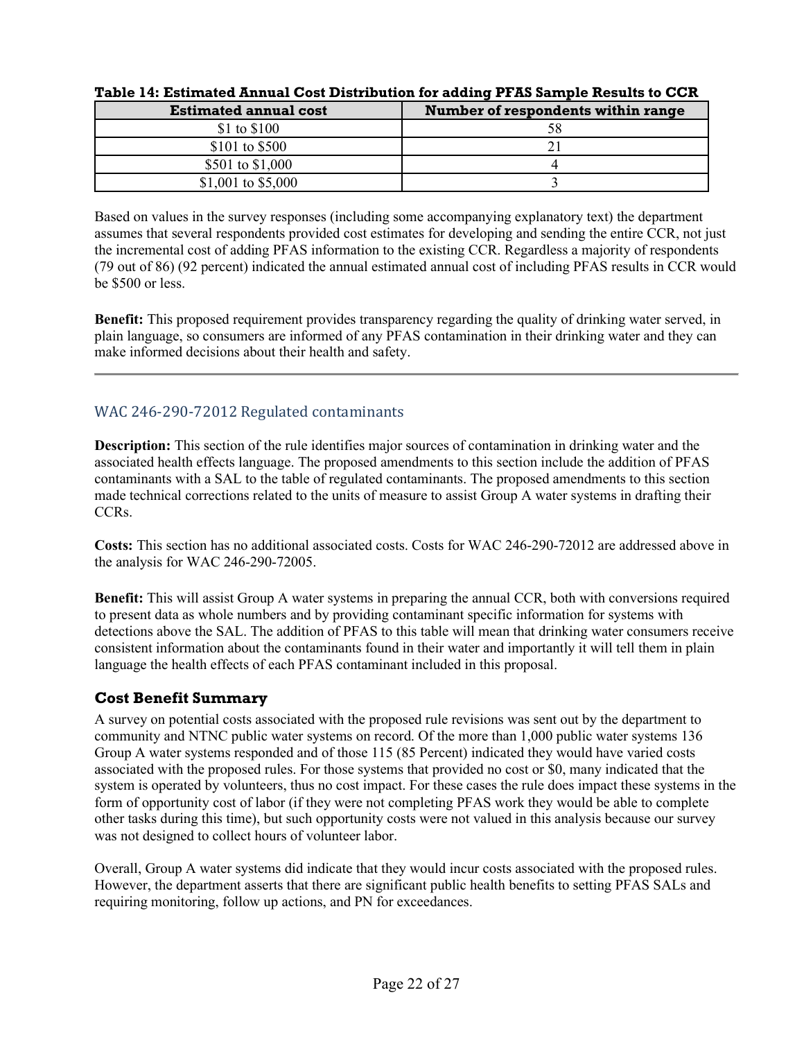**Table 14: Estimated Annual Cost Distribution for adding PFAS Sample Results to CCR**

| Estimated annual cost | Number of respondents within range |
| --- | --- |
| $1 to $100 | 58 |
| $101 to $500 | 21 |
| $501 to $1,000 | 4 |
| $1,001 to $5,000 | 3 |

Based on values in the survey responses (including some accompanying explanatory text) the department assumes that several respondents provided cost estimates for developing and sending the entire CCR, not just the incremental cost of adding PFAS information to the existing CCR. Regardless a majority of respondents (79 out of 86) (92 percent) indicated the annual estimated annual cost of including PFAS results in CCR would be $500 or less.

**Benefit:** This proposed requirement provides transparency regarding the quality of drinking water served, in plain language, so consumers are informed of any PFAS contamination in their drinking water and they can make informed decisions about their health and safety.

---

### WAC 246-290-72012 Regulated contaminants

**Description:** This section of the rule identifies major sources of contamination in drinking water and the associated health effects language. The proposed amendments to this section include the addition of PFAS contaminants with a SAL to the table of regulated contaminants. The proposed amendments to this section made technical corrections related to the units of measure to assist Group A water systems in drafting their CCRs.

**Costs:** This section has no additional associated costs. Costs for WAC 246-290-72012 are addressed above in the analysis for WAC 246-290-72005.

**Benefit:** This will assist Group A water systems in preparing the annual CCR, both with conversions required to present data as whole numbers and by providing contaminant specific information for systems with detections above the SAL. The addition of PFAS to this table will mean that drinking water consumers receive consistent information about the contaminants found in their water and importantly it will tell them in plain language the health effects of each PFAS contaminant included in this proposal.

## Cost Benefit Summary

A survey on potential costs associated with the proposed rule revisions was sent out by the department to community and NTNC public water systems on record. Of the more than 1,000 public water systems 136 Group A water systems responded and of those 115 (85 Percent) indicated they would have varied costs associated with the proposed rules. For those systems that provided no cost or $0, many indicated that the system is operated by volunteers, thus no cost impact. For these cases the rule does impact these systems in the form of opportunity cost of labor (if they were not completing PFAS work they would be able to complete other tasks during this time), but such opportunity costs were not valued in this analysis because our survey was not designed to collect hours of volunteer labor.

Overall, Group A water systems did indicate that they would incur costs associated with the proposed rules. However, the department asserts that there are significant public health benefits to setting PFAS SALs and requiring monitoring, follow up actions, and PN for exceedances.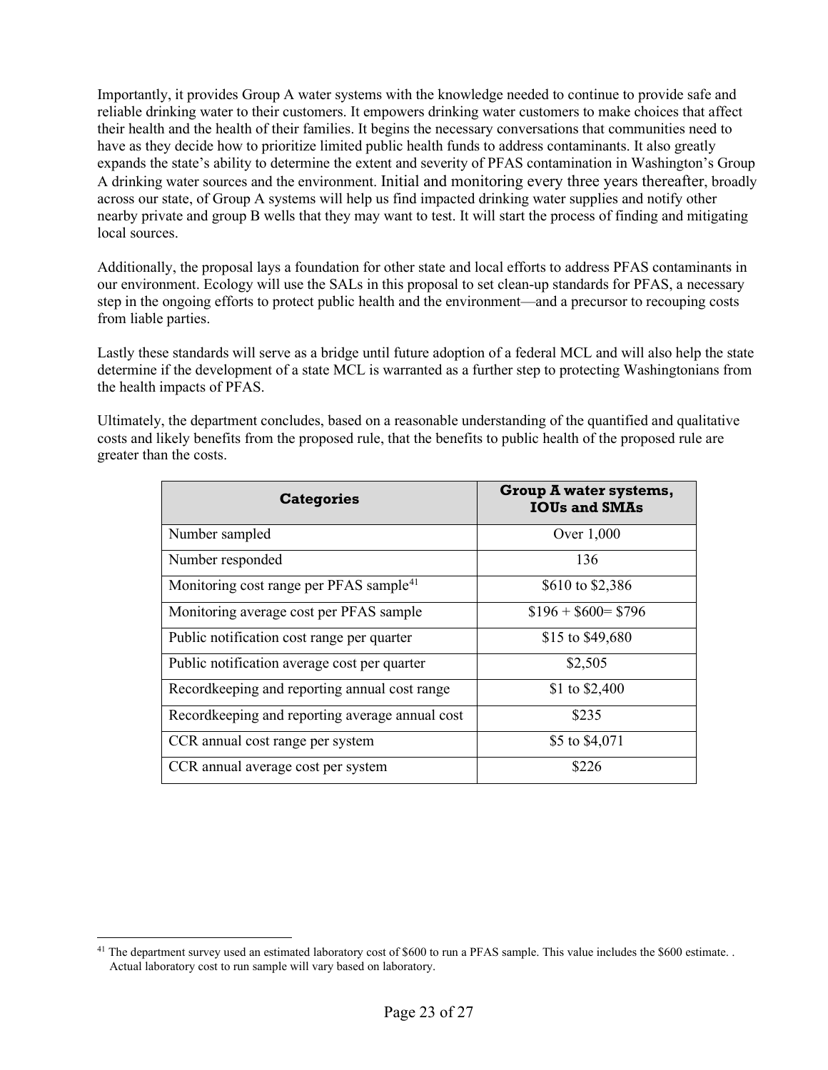Importantly, it provides Group A water systems with the knowledge needed to continue to provide safe and reliable drinking water to their customers. It empowers drinking water customers to make choices that affect their health and the health of their families. It begins the necessary conversations that communities need to have as they decide how to prioritize limited public health funds to address contaminants. It also greatly expands the state's ability to determine the extent and severity of PFAS contamination in Washington's Group A drinking water sources and the environment. Initial and monitoring every three years thereafter, broadly across our state, of Group A systems will help us find impacted drinking water supplies and notify other nearby private and group B wells that they may want to test. It will start the process of finding and mitigating local sources.

Additionally, the proposal lays a foundation for other state and local efforts to address PFAS contaminants in our environment. Ecology will use the SALs in this proposal to set clean-up standards for PFAS, a necessary step in the ongoing efforts to protect public health and the environment—and a precursor to recouping costs from liable parties.

Lastly these standards will serve as a bridge until future adoption of a federal MCL and will also help the state determine if the development of a state MCL is warranted as a further step to protecting Washingtonians from the health impacts of PFAS.

Ultimately, the department concludes, based on a reasonable understanding of the quantified and qualitative costs and likely benefits from the proposed rule, that the benefits to public health of the proposed rule are greater than the costs.

| Categories | Group A water systems, IOUs and SMAs |
|---|---|
| Number sampled | Over 1,000 |
| Number responded | 136 |
| Monitoring cost range per PFAS sample[41] | \$610 to \$2,386 |
| Monitoring average cost per PFAS sample | \$196 + \$600= \$796 |
| Public notification cost range per quarter | \$15 to \$49,680 |
| Public notification average cost per quarter | \$2,505 |
| Recordkeeping and reporting annual cost range | \$1 to \$2,400 |
| Recordkeeping and reporting average annual cost | \$235 |
| CCR annual cost range per system | \$5 to \$4,071 |
| CCR annual average cost per system | \$226 |

[41] The department survey used an estimated laboratory cost of \$600 to run a PFAS sample. This value includes the \$600 estimate. . Actual laboratory cost to run sample will vary based on laboratory.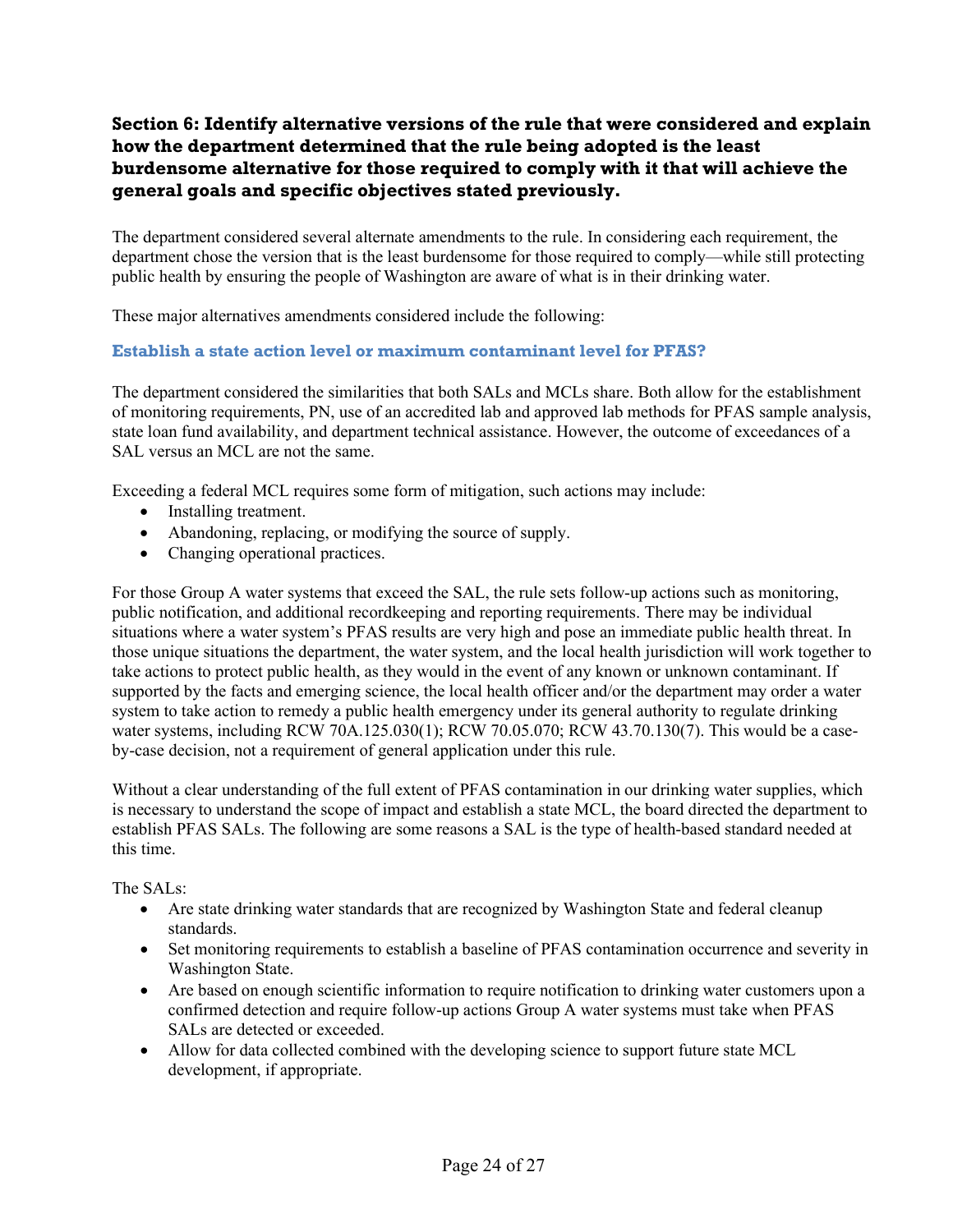## Section 6: Identify alternative versions of the rule that were considered and explain how the department determined that the rule being adopted is the least burdensome alternative for those required to comply with it that will achieve the general goals and specific objectives stated previously.

The department considered several alternate amendments to the rule. In considering each requirement, the department chose the version that is the least burdensome for those required to comply—while still protecting public health by ensuring the people of Washington are aware of what is in their drinking water.

These major alternatives amendments considered include the following:

### Establish a state action level or maximum contaminant level for PFAS?

The department considered the similarities that both SALs and MCLs share. Both allow for the establishment of monitoring requirements, PN, use of an accredited lab and approved lab methods for PFAS sample analysis, state loan fund availability, and department technical assistance. However, the outcome of exceedances of a SAL versus an MCL are not the same.

Exceeding a federal MCL requires some form of mitigation, such actions may include:

- Installing treatment.
- Abandoning, replacing, or modifying the source of supply.
- Changing operational practices.

For those Group A water systems that exceed the SAL, the rule sets follow-up actions such as monitoring, public notification, and additional recordkeeping and reporting requirements. There may be individual situations where a water system's PFAS results are very high and pose an immediate public health threat. In those unique situations the department, the water system, and the local health jurisdiction will work together to take actions to protect public health, as they would in the event of any known or unknown contaminant. If supported by the facts and emerging science, the local health officer and/or the department may order a water system to take action to remedy a public health emergency under its general authority to regulate drinking water systems, including RCW 70A.125.030(1); RCW 70.05.070; RCW 43.70.130(7). This would be a case-by-case decision, not a requirement of general application under this rule.

Without a clear understanding of the full extent of PFAS contamination in our drinking water supplies, which is necessary to understand the scope of impact and establish a state MCL, the board directed the department to establish PFAS SALs. The following are some reasons a SAL is the type of health-based standard needed at this time.

The SALs:

- Are state drinking water standards that are recognized by Washington State and federal cleanup standards.
- Set monitoring requirements to establish a baseline of PFAS contamination occurrence and severity in Washington State.
- Are based on enough scientific information to require notification to drinking water customers upon a confirmed detection and require follow-up actions Group A water systems must take when PFAS SALs are detected or exceeded.
- Allow for data collected combined with the developing science to support future state MCL development, if appropriate.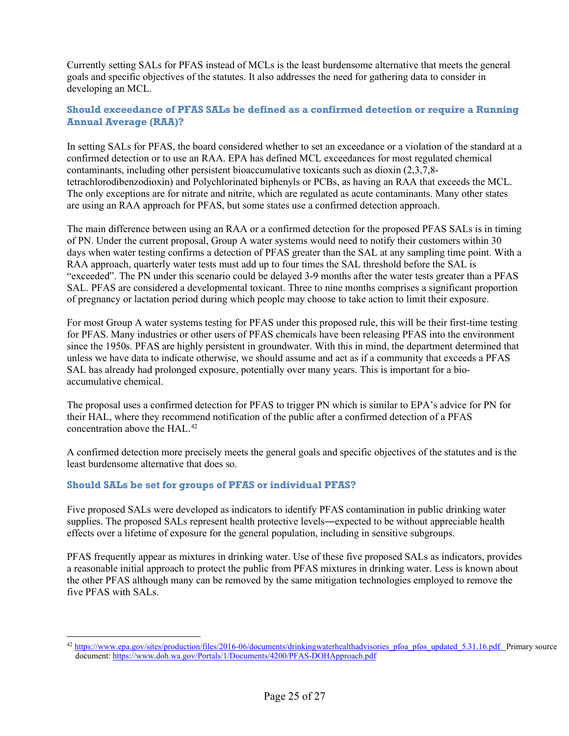Currently setting SALs for PFAS instead of MCLs is the least burdensome alternative that meets the general goals and specific objectives of the statutes. It also addresses the need for gathering data to consider in developing an MCL.

### Should exceedance of PFAS SALs be defined as a confirmed detection or require a Running Annual Average (RAA)?

In setting SALs for PFAS, the board considered whether to set an exceedance or a violation of the standard at a confirmed detection or to use an RAA. EPA has defined MCL exceedances for most regulated chemical contaminants, including other persistent bioaccumulative toxicants such as dioxin (2,3,7,8-tetrachlorodibenzodioxin) and Polychlorinated biphenyls or PCBs, as having an RAA that exceeds the MCL. The only exceptions are for nitrate and nitrite, which are regulated as acute contaminants. Many other states are using an RAA approach for PFAS, but some states use a confirmed detection approach.

The main difference between using an RAA or a confirmed detection for the proposed PFAS SALs is in timing of PN. Under the current proposal, Group A water systems would need to notify their customers within 30 days when water testing confirms a detection of PFAS greater than the SAL at any sampling time point. With a RAA approach, quarterly water tests must add up to four times the SAL threshold before the SAL is "exceeded". The PN under this scenario could be delayed 3-9 months after the water tests greater than a PFAS SAL. PFAS are considered a developmental toxicant. Three to nine months comprises a significant proportion of pregnancy or lactation period during which people may choose to take action to limit their exposure.

For most Group A water systems testing for PFAS under this proposed rule, this will be their first-time testing for PFAS. Many industries or other users of PFAS chemicals have been releasing PFAS into the environment since the 1950s. PFAS are highly persistent in groundwater. With this in mind, the department determined that unless we have data to indicate otherwise, we should assume and act as if a community that exceeds a PFAS SAL has already had prolonged exposure, potentially over many years. This is important for a bio-accumulative chemical.

The proposal uses a confirmed detection for PFAS to trigger PN which is similar to EPA's advice for PN for their HAL, where they recommend notification of the public after a confirmed detection of a PFAS concentration above the HAL.[42]

A confirmed detection more precisely meets the general goals and specific objectives of the statutes and is the least burdensome alternative that does so.

### Should SALs be set for groups of PFAS or individual PFAS?

Five proposed SALs were developed as indicators to identify PFAS contamination in public drinking water supplies. The proposed SALs represent health protective levels―expected to be without appreciable health effects over a lifetime of exposure for the general population, including in sensitive subgroups.

PFAS frequently appear as mixtures in drinking water. Use of these five proposed SALs as indicators, provides a reasonable initial approach to protect the public from PFAS mixtures in drinking water. Less is known about the other PFAS although many can be removed by the same mitigation technologies employed to remove the five PFAS with SALs.

---

[42] https://www.epa.gov/sites/production/files/2016-06/documents/drinkingwaterhealthadvisories_pfoa_pfos_updated_5.31.16.pdf Primary source document: https://www.doh.wa.gov/Portals/1/Documents/4200/PFAS-DOHApproach.pdf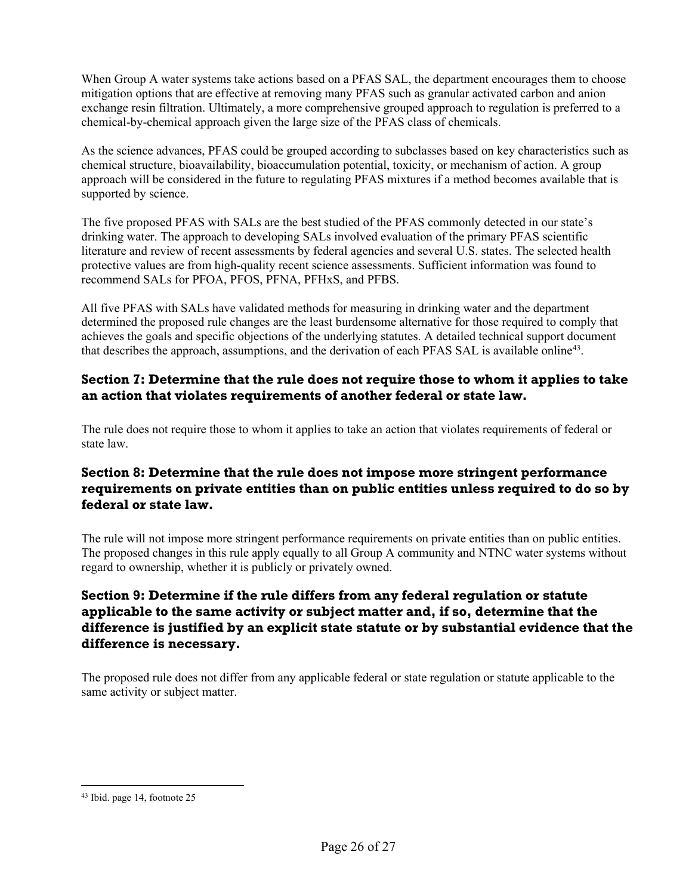When Group A water systems take actions based on a PFAS SAL, the department encourages them to choose mitigation options that are effective at removing many PFAS such as granular activated carbon and anion exchange resin filtration. Ultimately, a more comprehensive grouped approach to regulation is preferred to a chemical-by-chemical approach given the large size of the PFAS class of chemicals.

As the science advances, PFAS could be grouped according to subclasses based on key characteristics such as chemical structure, bioavailability, bioaccumulation potential, toxicity, or mechanism of action. A group approach will be considered in the future to regulating PFAS mixtures if a method becomes available that is supported by science.

The five proposed PFAS with SALs are the best studied of the PFAS commonly detected in our state's drinking water. The approach to developing SALs involved evaluation of the primary PFAS scientific literature and review of recent assessments by federal agencies and several U.S. states. The selected health protective values are from high-quality recent science assessments. Sufficient information was found to recommend SALs for PFOA, PFOS, PFNA, PFHxS, and PFBS.

All five PFAS with SALs have validated methods for measuring in drinking water and the department determined the proposed rule changes are the least burdensome alternative for those required to comply that achieves the goals and specific objections of the underlying statutes. A detailed technical support document that describes the approach, assumptions, and the derivation of each PFAS SAL is available online[43].

### Section 7: Determine that the rule does not require those to whom it applies to take an action that violates requirements of another federal or state law.

The rule does not require those to whom it applies to take an action that violates requirements of federal or state law.

### Section 8: Determine that the rule does not impose more stringent performance requirements on private entities than on public entities unless required to do so by federal or state law.

The rule will not impose more stringent performance requirements on private entities than on public entities. The proposed changes in this rule apply equally to all Group A community and NTNC water systems without regard to ownership, whether it is publicly or privately owned.

### Section 9: Determine if the rule differs from any federal regulation or statute applicable to the same activity or subject matter and, if so, determine that the difference is justified by an explicit state statute or by substantial evidence that the difference is necessary.

The proposed rule does not differ from any applicable federal or state regulation or statute applicable to the same activity or subject matter.

---

[43] Ibid. page 14, footnote 25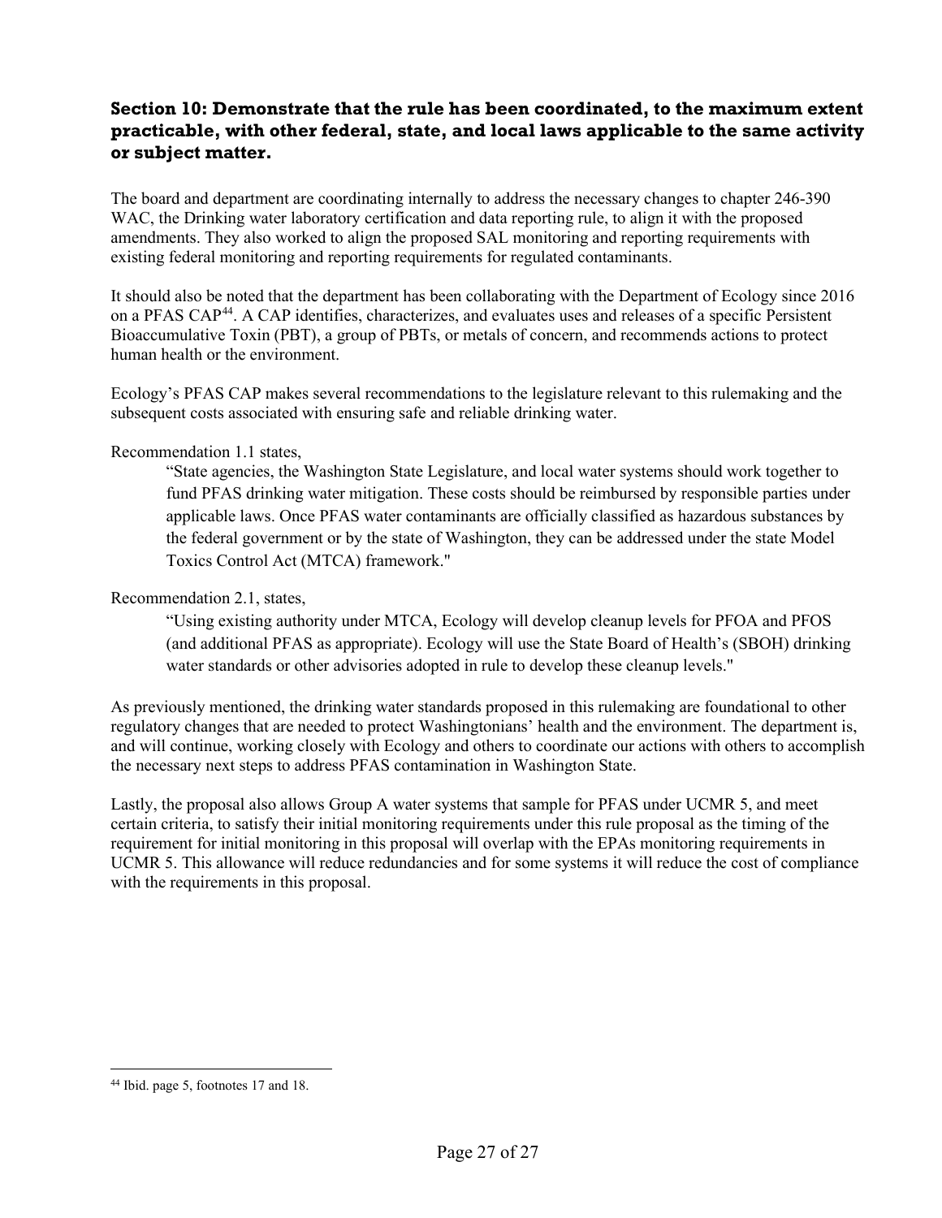## Section 10: Demonstrate that the rule has been coordinated, to the maximum extent practicable, with other federal, state, and local laws applicable to the same activity or subject matter.

The board and department are coordinating internally to address the necessary changes to chapter 246-390 WAC, the Drinking water laboratory certification and data reporting rule, to align it with the proposed amendments. They also worked to align the proposed SAL monitoring and reporting requirements with existing federal monitoring and reporting requirements for regulated contaminants.

It should also be noted that the department has been collaborating with the Department of Ecology since 2016 on a PFAS CAP[44]. A CAP identifies, characterizes, and evaluates uses and releases of a specific Persistent Bioaccumulative Toxin (PBT), a group of PBTs, or metals of concern, and recommends actions to protect human health or the environment.

Ecology's PFAS CAP makes several recommendations to the legislature relevant to this rulemaking and the subsequent costs associated with ensuring safe and reliable drinking water.

Recommendation 1.1 states,

> "State agencies, the Washington State Legislature, and local water systems should work together to fund PFAS drinking water mitigation. These costs should be reimbursed by responsible parties under applicable laws. Once PFAS water contaminants are officially classified as hazardous substances by the federal government or by the state of Washington, they can be addressed under the state Model Toxics Control Act (MTCA) framework."

Recommendation 2.1, states,

> "Using existing authority under MTCA, Ecology will develop cleanup levels for PFOA and PFOS (and additional PFAS as appropriate). Ecology will use the State Board of Health's (SBOH) drinking water standards or other advisories adopted in rule to develop these cleanup levels."

As previously mentioned, the drinking water standards proposed in this rulemaking are foundational to other regulatory changes that are needed to protect Washingtonians' health and the environment. The department is, and will continue, working closely with Ecology and others to coordinate our actions with others to accomplish the necessary next steps to address PFAS contamination in Washington State.

Lastly, the proposal also allows Group A water systems that sample for PFAS under UCMR 5, and meet certain criteria, to satisfy their initial monitoring requirements under this rule proposal as the timing of the requirement for initial monitoring in this proposal will overlap with the EPAs monitoring requirements in UCMR 5. This allowance will reduce redundancies and for some systems it will reduce the cost of compliance with the requirements in this proposal.

---

[44] Ibid. page 5, footnotes 17 and 18.